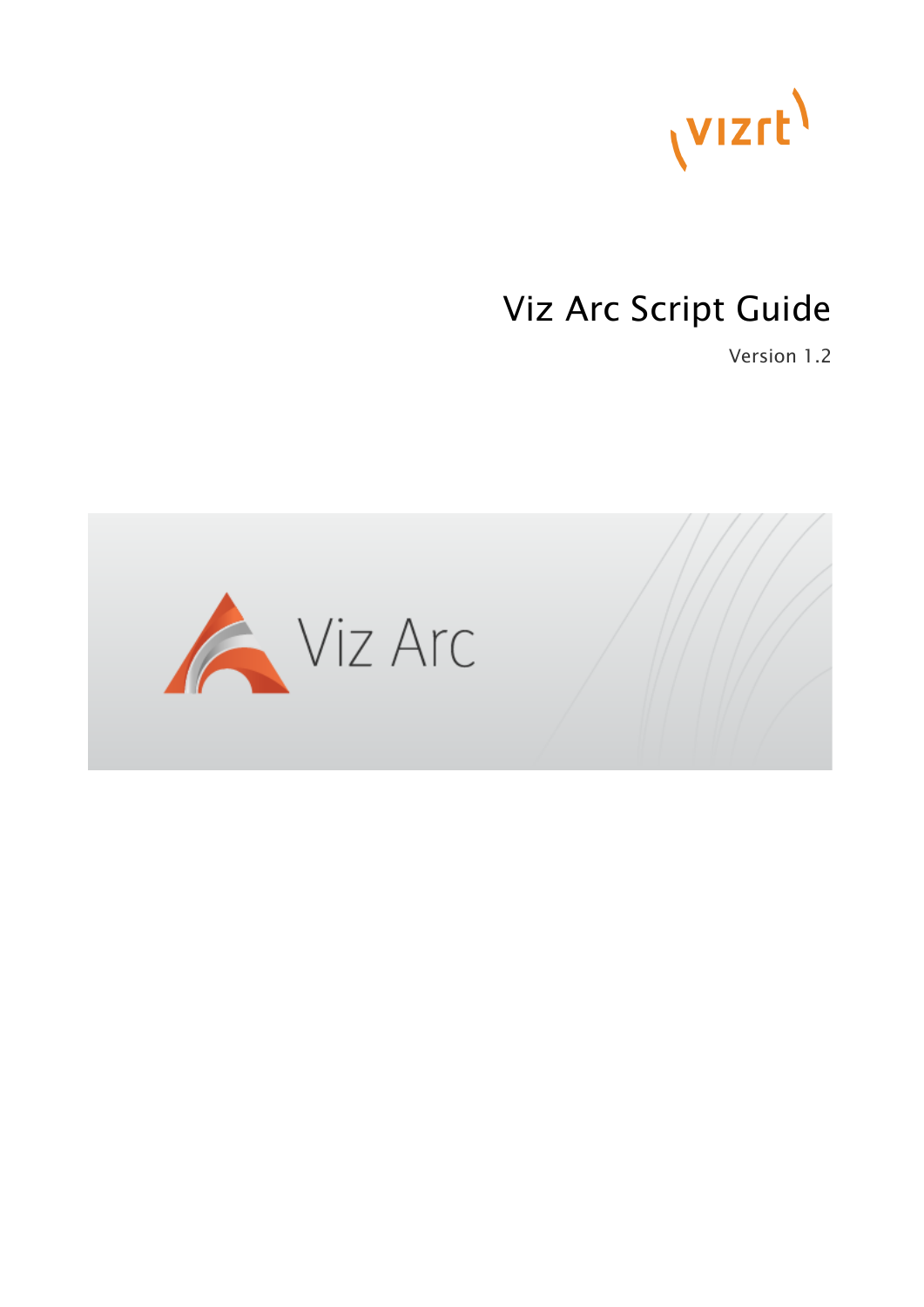# Viz Arc Script Guide

Version 1.2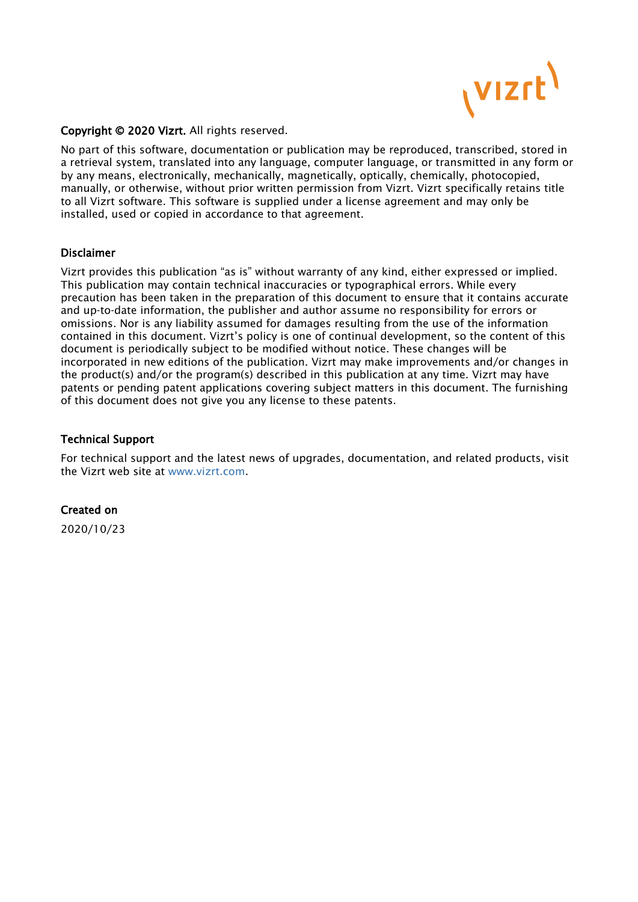**Copyright © 2020 Vizrt.** All rights reserved.

No part of this software, documentation or publication may be reproduced, transcribed, stored in a retrieval system, translated into any language, computer language, or transmitted in any form or by any means, electronically, mechanically, magnetically, optically, chemically, photocopied, manually, or otherwise, without prior written permission from Vizrt. Vizrt specifically retains title to all Vizrt software. This software is supplied under a license agreement and may only be installed, used or copied in accordance to that agreement.

## Disclaimer

Vizrt provides this publication "as is" without warranty of any kind, either expressed or implied. This publication may contain technical inaccuracies or typographical errors. While every precaution has been taken in the preparation of this document to ensure that it contains accurate and up-to-date information, the publisher and author assume no responsibility for errors or omissions. Nor is any liability assumed for damages resulting from the use of the information contained in this document. Vizrt's policy is one of continual development, so the content of this document is periodically subject to be modified without notice. These changes will be incorporated in new editions of the publication. Vizrt may make improvements and/or changes in the product(s) and/or the program(s) described in this publication at any time. Vizrt may have patents or pending patent applications covering subject matters in this document. The furnishing of this document does not give you any license to these patents.

## Technical Support

For technical support and the latest news of upgrades, documentation, and related products, visit the Vizrt web site at www.vizrt.com.

## Created on

2020/10/23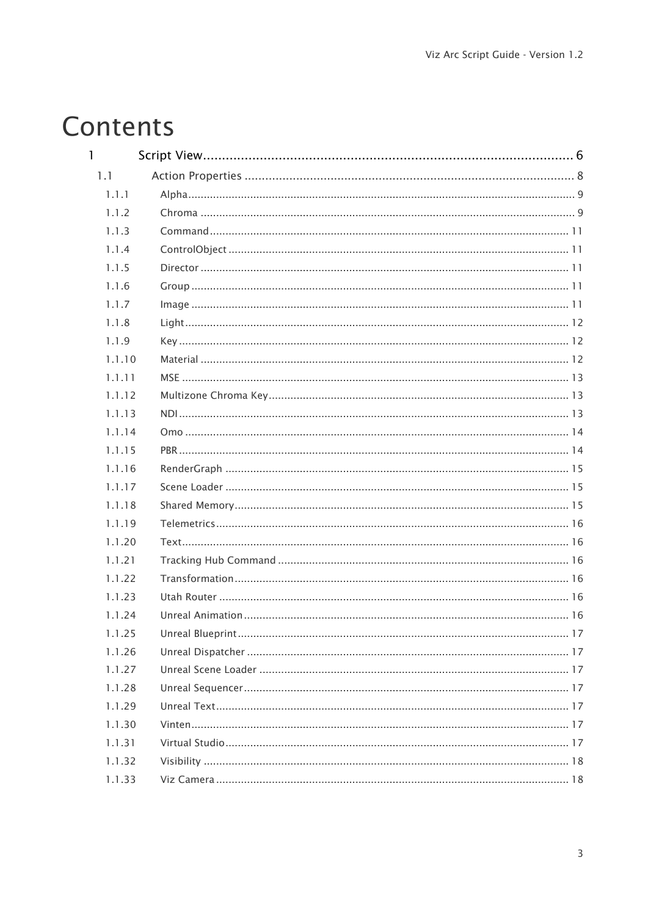# Contents

1 Script View .......... 6

- 1.1 Action Properties .......... 8
  - 1.1.1 Alpha .......... 9
  - 1.1.2 Chroma .......... 9
  - 1.1.3 Command .......... 11
  - 1.1.4 ControlObject .......... 11
  - 1.1.5 Director .......... 11
  - 1.1.6 Group .......... 11
  - 1.1.7 Image .......... 11
  - 1.1.8 Light .......... 12
  - 1.1.9 Key .......... 12
  - 1.1.10 Material .......... 12
  - 1.1.11 MSE .......... 13
  - 1.1.12 Multizone Chroma Key .......... 13
  - 1.1.13 NDI .......... 13
  - 1.1.14 Omo .......... 14
  - 1.1.15 PBR .......... 14
  - 1.1.16 RenderGraph .......... 15
  - 1.1.17 Scene Loader .......... 15
  - 1.1.18 Shared Memory .......... 15
  - 1.1.19 Telemetrics .......... 16
  - 1.1.20 Text .......... 16
  - 1.1.21 Tracking Hub Command .......... 16
  - 1.1.22 Transformation .......... 16
  - 1.1.23 Utah Router .......... 16
  - 1.1.24 Unreal Animation .......... 16
  - 1.1.25 Unreal Blueprint .......... 17
  - 1.1.26 Unreal Dispatcher .......... 17
  - 1.1.27 Unreal Scene Loader .......... 17
  - 1.1.28 Unreal Sequencer .......... 17
  - 1.1.29 Unreal Text .......... 17
  - 1.1.30 Vinten .......... 17
  - 1.1.31 Virtual Studio .......... 17
  - 1.1.32 Visibility .......... 18
  - 1.1.33 Viz Camera .......... 18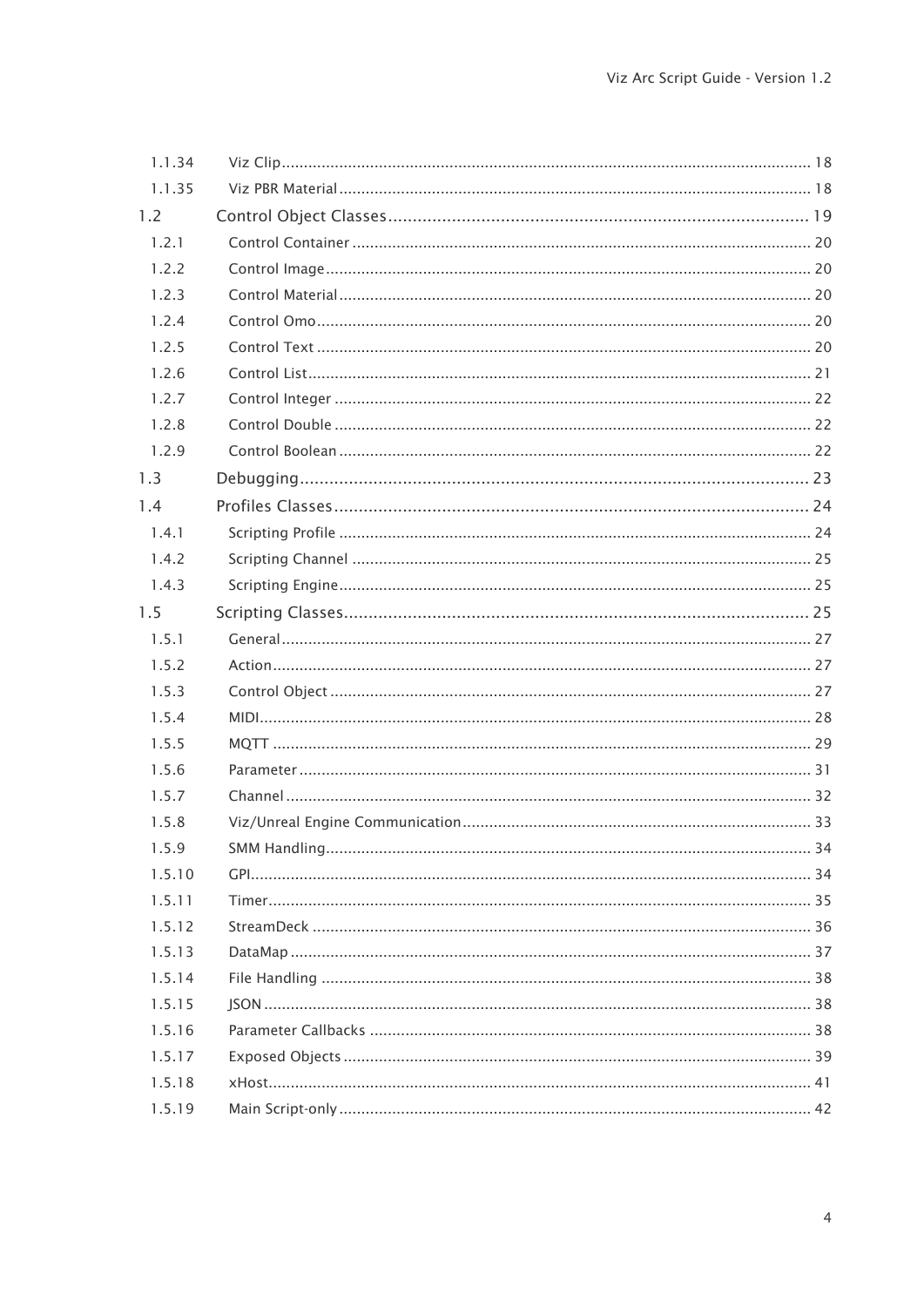| | | |
|---|---|---|
| 1.1.34 | Viz Clip | 18 |
| 1.1.35 | Viz PBR Material | 18 |
| 1.2 | Control Object Classes | 19 |
| 1.2.1 | Control Container | 20 |
| 1.2.2 | Control Image | 20 |
| 1.2.3 | Control Material | 20 |
| 1.2.4 | Control Omo | 20 |
| 1.2.5 | Control Text | 20 |
| 1.2.6 | Control List | 21 |
| 1.2.7 | Control Integer | 22 |
| 1.2.8 | Control Double | 22 |
| 1.2.9 | Control Boolean | 22 |
| 1.3 | Debugging | 23 |
| 1.4 | Profiles Classes | 24 |
| 1.4.1 | Scripting Profile | 24 |
| 1.4.2 | Scripting Channel | 25 |
| 1.4.3 | Scripting Engine | 25 |
| 1.5 | Scripting Classes | 25 |
| 1.5.1 | General | 27 |
| 1.5.2 | Action | 27 |
| 1.5.3 | Control Object | 27 |
| 1.5.4 | MIDI | 28 |
| 1.5.5 | MQTT | 29 |
| 1.5.6 | Parameter | 31 |
| 1.5.7 | Channel | 32 |
| 1.5.8 | Viz/Unreal Engine Communication | 33 |
| 1.5.9 | SMM Handling | 34 |
| 1.5.10 | GPI | 34 |
| 1.5.11 | Timer | 35 |
| 1.5.12 | StreamDeck | 36 |
| 1.5.13 | DataMap | 37 |
| 1.5.14 | File Handling | 38 |
| 1.5.15 | JSON | 38 |
| 1.5.16 | Parameter Callbacks | 38 |
| 1.5.17 | Exposed Objects | 39 |
| 1.5.18 | xHost | 41 |
| 1.5.19 | Main Script-only | 42 |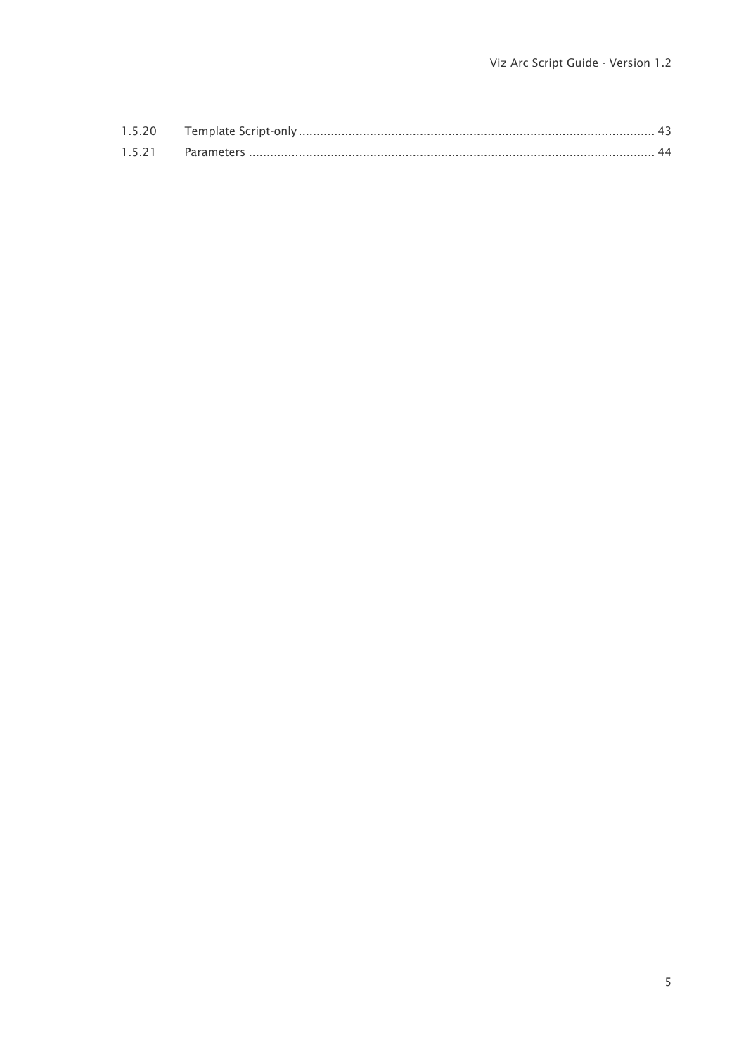1.5.20 Template Script-only ........................................................................................................ 43

1.5.21 Parameters ............................................................................................................................ 44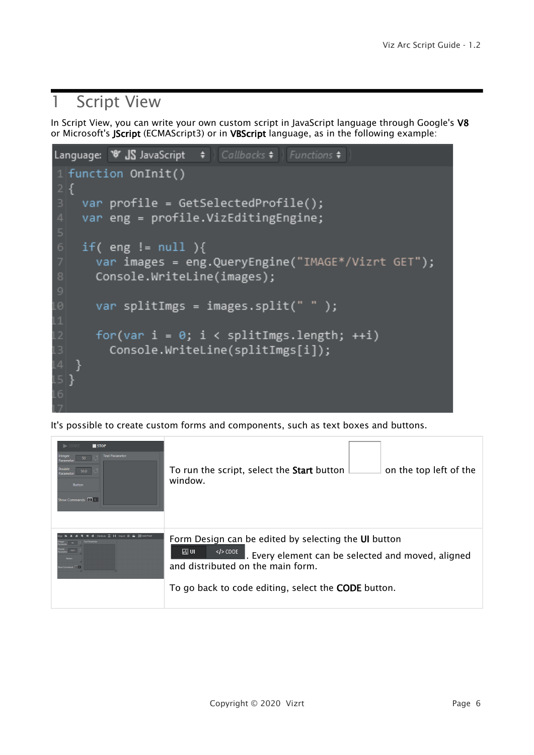// Script View

In Script View, you can write your own custom script in JavaScript language through Google's **V8** or Microsoft's **JScript** (ECMAScript3) or in **VBScript** language, as in the following example:

```
function OnInit()
{
  var profile = GetSelectedProfile();
  var eng = profile.VizEditingEngine;

  if( eng != null ){
    var images = eng.QueryEngine("IMAGE*/Vizrt GET");
    Console.WriteLine(images);

    var splitImgs = images.split(" " );

    for(var i = 0; i < splitImgs.length; ++i)
      Console.WriteLine(splitImgs[i]);
  }
}
```

It's possible to create custom forms and components, such as text boxes and buttons.

| | |
|---|---|
| | To run the script, select the **Start** button on the top left of the window. |
| | Form Design can be edited by selecting the **UI** button. Every element can be selected and moved, aligned and distributed on the main form.<br><br>To go back to code editing, select the **CODE** button. |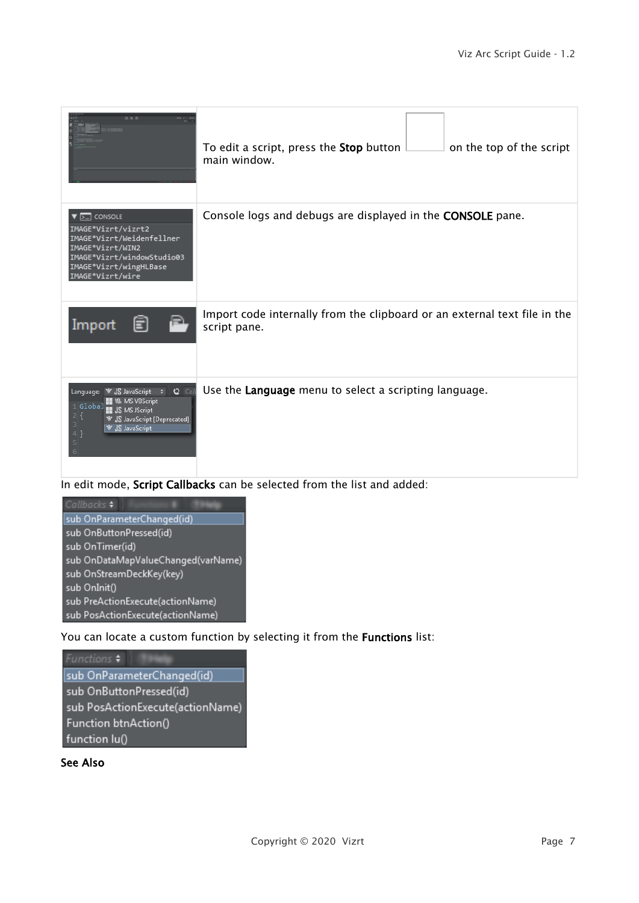| | |
|---|---|
| | To edit a script, press the **Stop** button on the top of the script main window. |
| | Console logs and debugs are displayed in the **CONSOLE** pane. |
| | Import code internally from the clipboard or an external text file in the script pane. |
| | Use the **Language** menu to select a scripting language. |

In edit mode, **Script Callbacks** can be selected from the list and added:

You can locate a custom function by selecting it from the **Functions** list:

**See Also**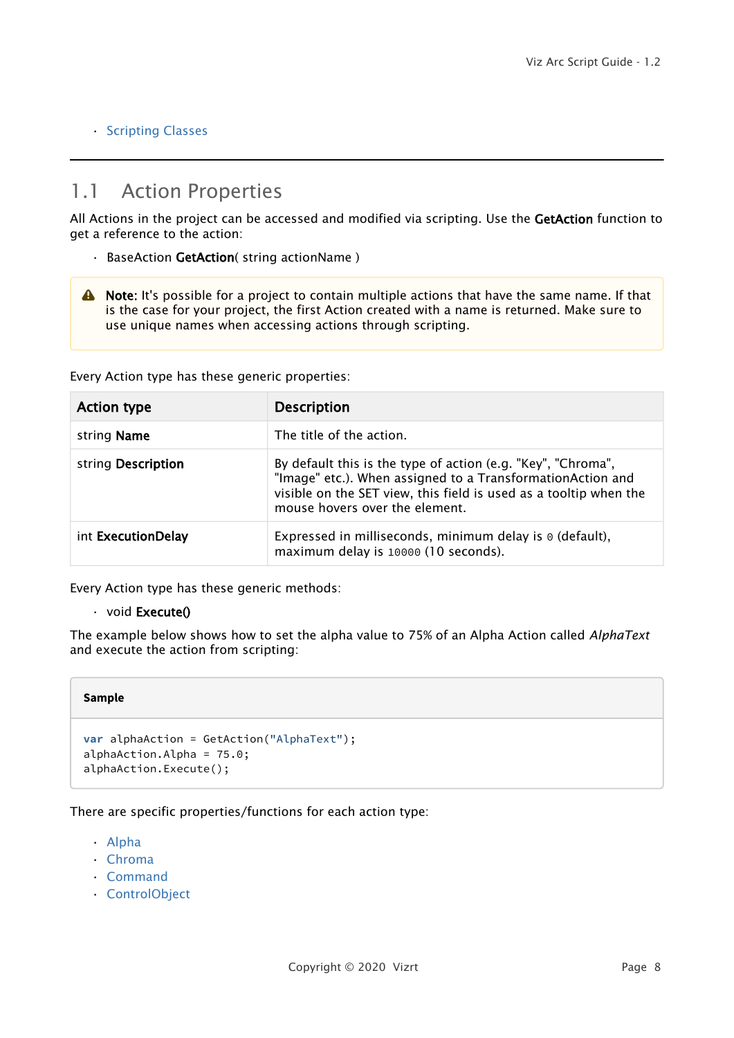- Scripting Classes

## 1.1 Action Properties

All Actions in the project can be accessed and modified via scripting. Use the **GetAction** function to get a reference to the action:

- BaseAction **GetAction**( string actionName )

> **Note:** It's possible for a project to contain multiple actions that have the same name. If that is the case for your project, the first Action created with a name is returned. Make sure to use unique names when accessing actions through scripting.

Every Action type has these generic properties:

| Action type | Description |
|---|---|
| string **Name** | The title of the action. |
| string **Description** | By default this is the type of action (e.g. "Key", "Chroma", "Image" etc.). When assigned to a TransformationAction and visible on the SET view, this field is used as a tooltip when the mouse hovers over the element. |
| int **ExecutionDelay** | Expressed in milliseconds, minimum delay is `0` (default), maximum delay is `10000` (10 seconds). |

Every Action type has these generic methods:

- void **Execute()**

The example below shows how to set the alpha value to 75% of an Alpha Action called *AlphaText* and execute the action from scripting:

**Sample**

```
var alphaAction = GetAction("AlphaText");
alphaAction.Alpha = 75.0;
alphaAction.Execute();
```

There are specific properties/functions for each action type:

- Alpha
- Chroma
- Command
- ControlObject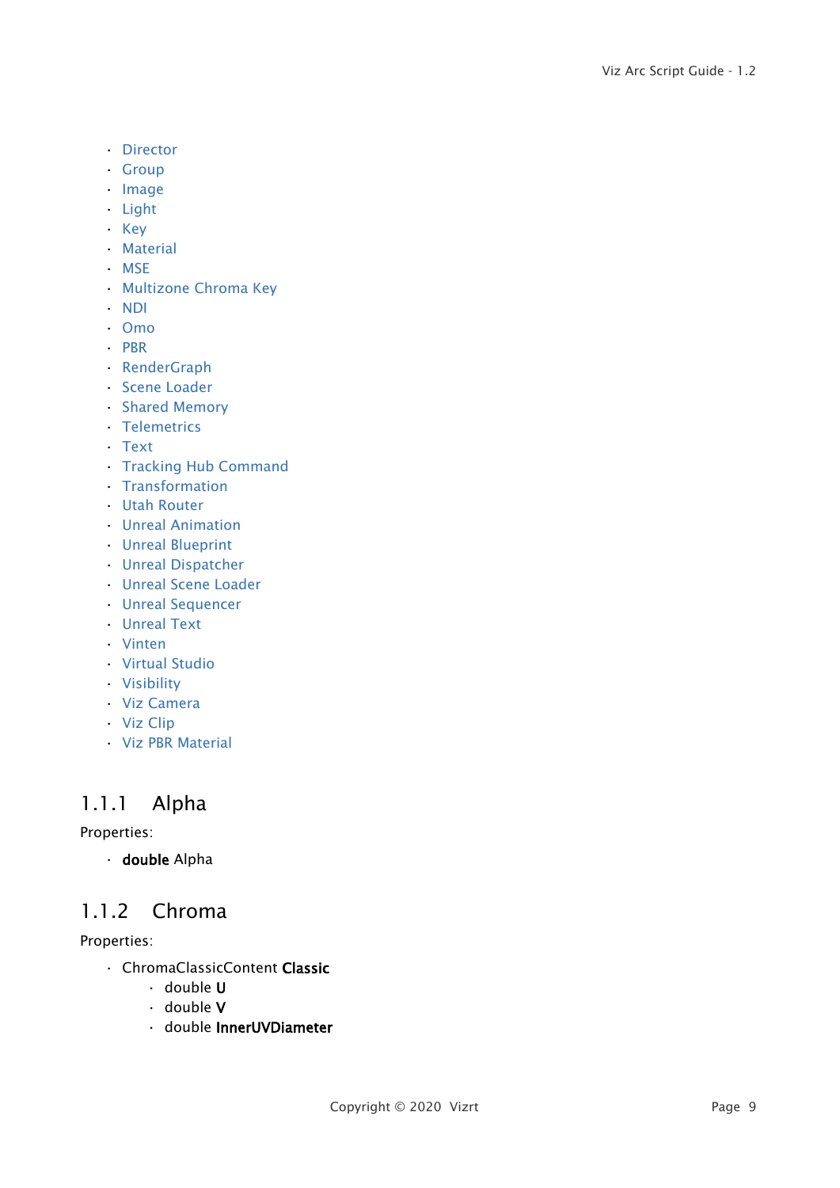- Director
- Group
- Image
- Light
- Key
- Material
- MSE
- Multizone Chroma Key
- NDI
- Omo
- PBR
- RenderGraph
- Scene Loader
- Shared Memory
- Telemetrics
- Text
- Tracking Hub Command
- Transformation
- Utah Router
- Unreal Animation
- Unreal Blueprint
- Unreal Dispatcher
- Unreal Scene Loader
- Unreal Sequencer
- Unreal Text
- Vinten
- Virtual Studio
- Visibility
- Viz Camera
- Viz Clip
- Viz PBR Material

### 1.1.1 Alpha

Properties:

- **double** Alpha

### 1.1.2 Chroma

Properties:

- ChromaClassicContent **Classic**
    - double **U**
    - double **V**
    - double **InnerUVDiameter**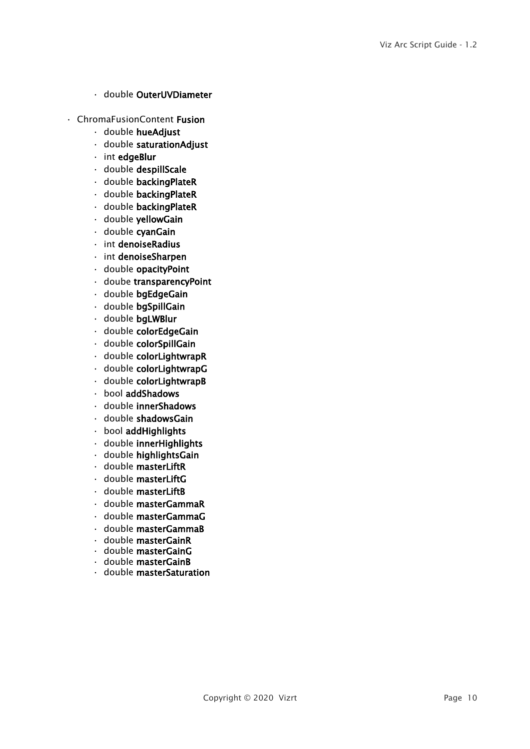- double **OuterUVDiameter**

- ChromaFusionContent **Fusion**
  - double **hueAdjust**
  - double **saturationAdjust**
  - int **edgeBlur**
  - double **despillScale**
  - double **backingPlateR**
  - double **backingPlateR**
  - double **backingPlateR**
  - double **yellowGain**
  - double **cyanGain**
  - int **denoiseRadius**
  - int **denoiseSharpen**
  - double **opacityPoint**
  - doube **transparencyPoint**
  - double **bgEdgeGain**
  - double **bgSpillGain**
  - double **bgLWBlur**
  - double **colorEdgeGain**
  - double **colorSpillGain**
  - double **colorLightwrapR**
  - double **colorLightwrapG**
  - double **colorLightwrapB**
  - bool **addShadows**
  - double **innerShadows**
  - double **shadowsGain**
  - bool **addHighlights**
  - double **innerHighlights**
  - double **highlightsGain**
  - double **masterLiftR**
  - double **masterLiftG**
  - double **masterLiftB**
  - double **masterGammaR**
  - double **masterGammaG**
  - double **masterGammaB**
  - double **masterGainR**
  - double **masterGainG**
  - double **masterGainB**
  - double **masterSaturation**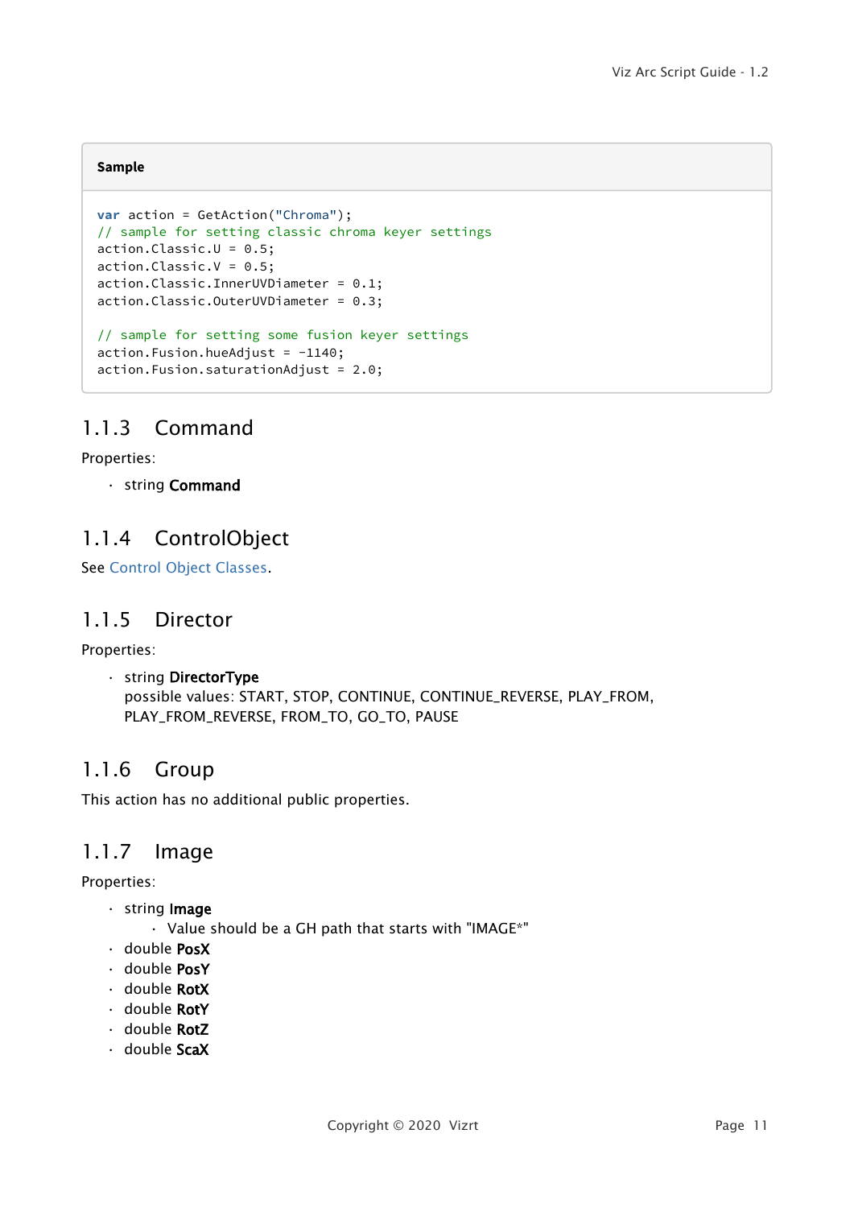**Sample**

```
var action = GetAction("Chroma");
// sample for setting classic chroma keyer settings
action.Classic.U = 0.5;
action.Classic.V = 0.5;
action.Classic.InnerUVDiameter = 0.1;
action.Classic.OuterUVDiameter = 0.3;

// sample for setting some fusion keyer settings
action.Fusion.hueAdjust = -1140;
action.Fusion.saturationAdjust = 2.0;
```

### 1.1.3 Command

Properties:

- string **Command**

### 1.1.4 ControlObject

See Control Object Classes.

### 1.1.5 Director

Properties:

- string **DirectorType**
  possible values: START, STOP, CONTINUE, CONTINUE_REVERSE, PLAY_FROM, PLAY_FROM_REVERSE, FROM_TO, GO_TO, PAUSE

### 1.1.6 Group

This action has no additional public properties.

### 1.1.7 Image

Properties:

- string **Image**
  - Value should be a GH path that starts with "IMAGE*"
- double **PosX**
- double **PosY**
- double **RotX**
- double **RotY**
- double **RotZ**
- double **ScaX**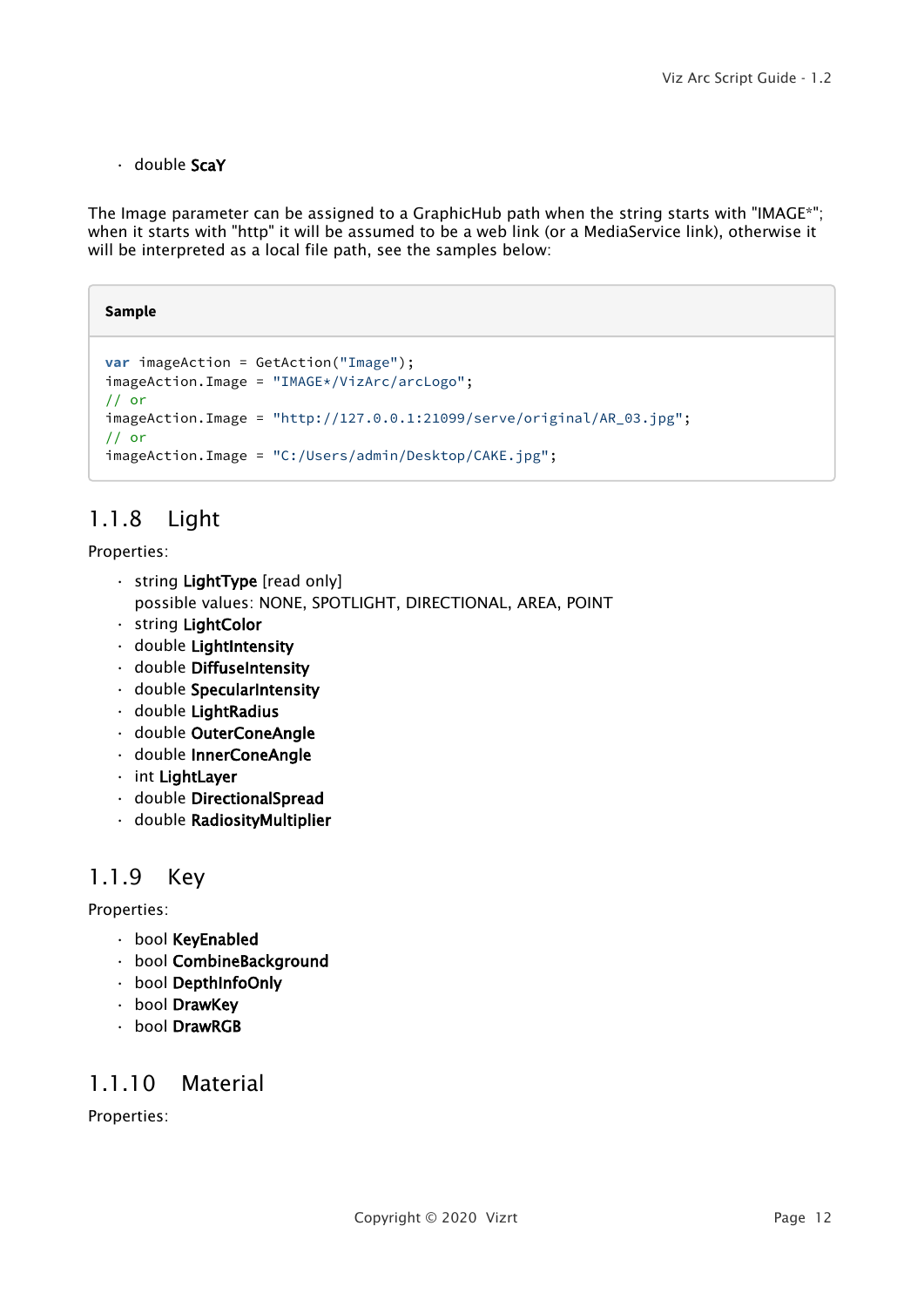- double **ScaY**

The Image parameter can be assigned to a GraphicHub path when the string starts with "IMAGE*"; when it starts with "http" it will be assumed to be a web link (or a MediaService link), otherwise it will be interpreted as a local file path, see the samples below:

**Sample**

```
var imageAction = GetAction("Image");
imageAction.Image = "IMAGE*/VizArc/arcLogo";
// or
imageAction.Image = "http://127.0.0.1:21099/serve/original/AR_03.jpg";
// or
imageAction.Image = "C:/Users/admin/Desktop/CAKE.jpg";
```

### 1.1.8 Light

Properties:

- string **LightType** [read only]
  possible values: NONE, SPOTLIGHT, DIRECTIONAL, AREA, POINT
- string **LightColor**
- double **LightIntensity**
- double **DiffuseIntensity**
- double **SpecularIntensity**
- double **LightRadius**
- double **OuterConeAngle**
- double **InnerConeAngle**
- int **LightLayer**
- double **DirectionalSpread**
- double **RadiosityMultiplier**

### 1.1.9 Key

Properties:

- bool **KeyEnabled**
- bool **CombineBackground**
- bool **DepthInfoOnly**
- bool **DrawKey**
- bool **DrawRGB**

### 1.1.10 Material

Properties: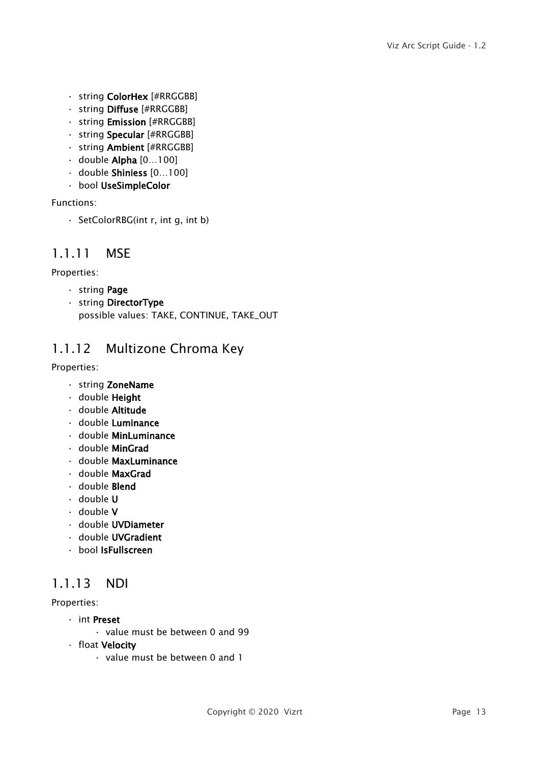- string **ColorHex** [#RRGGBB]
- string **Diffuse** [#RRGGBB]
- string **Emission** [#RRGGBB]
- string **Specular** [#RRGGBB]
- string **Ambient** [#RRGGBB]
- double **Alpha** [0…100]
- double **Shiniess** [0…100]
- bool **UseSimpleColor**

Functions:

- SetColorRBG(int r, int g, int b)

### 1.1.11 MSE

Properties:

- string **Page**
- string **DirectorType**
  possible values: TAKE, CONTINUE, TAKE_OUT

### 1.1.12 Multizone Chroma Key

Properties:

- string **ZoneName**
- double **Height**
- double **Altitude**
- double **Luminance**
- double **MinLuminance**
- double **MinGrad**
- double **MaxLuminance**
- double **MaxGrad**
- double **Blend**
- double **U**
- double **V**
- double **UVDiameter**
- double **UVGradient**
- bool **IsFullscreen**

### 1.1.13 NDI

Properties:

- int **Preset**
  - value must be between 0 and 99
- float **Velocity**
  - value must be between 0 and 1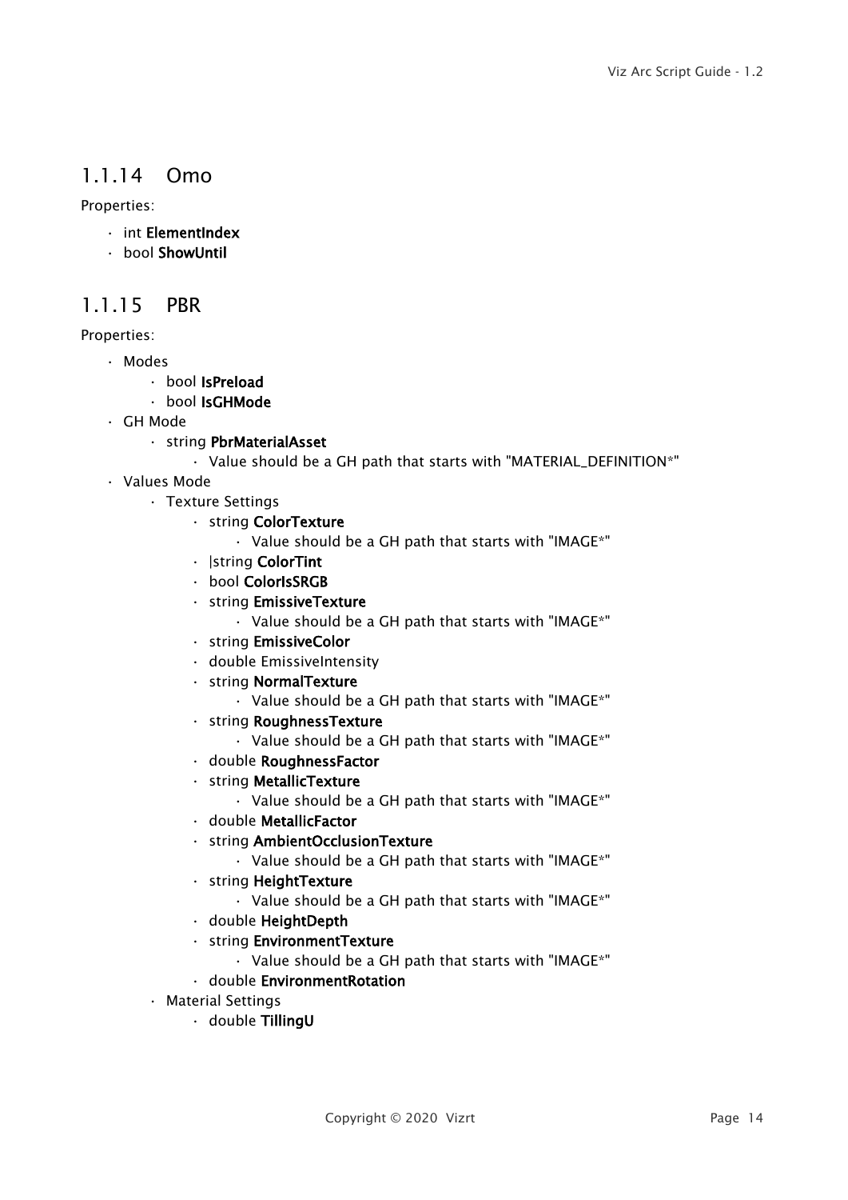### 1.1.14 Omo

Properties:

- int **ElementIndex**
- bool **ShowUntil**

### 1.1.15 PBR

Properties:

- Modes
    - bool **IsPreload**
    - bool **IsGHMode**
- GH Mode
    - string **PbrMaterialAsset**
        - Value should be a GH path that starts with "MATERIAL_DEFINITION*"
- Values Mode
    - Texture Settings
        - string **ColorTexture**
            - Value should be a GH path that starts with "IMAGE*"
        - |string **ColorTint**
        - bool **ColorIsSRGB**
        - string **EmissiveTexture**
            - Value should be a GH path that starts with "IMAGE*"
        - string **EmissiveColor**
        - double EmissiveIntensity
        - string **NormalTexture**
            - Value should be a GH path that starts with "IMAGE*"
        - string **RoughnessTexture**
            - Value should be a GH path that starts with "IMAGE*"
        - double **RoughnessFactor**
        - string **MetallicTexture**
            - Value should be a GH path that starts with "IMAGE*"
        - double **MetallicFactor**
        - string **AmbientOcclusionTexture**
            - Value should be a GH path that starts with "IMAGE*"
        - string **HeightTexture**
            - Value should be a GH path that starts with "IMAGE*"
        - double **HeightDepth**
        - string **EnvironmentTexture**
            - Value should be a GH path that starts with "IMAGE*"
        - double **EnvironmentRotation**
    - Material Settings
        - double **TillingU**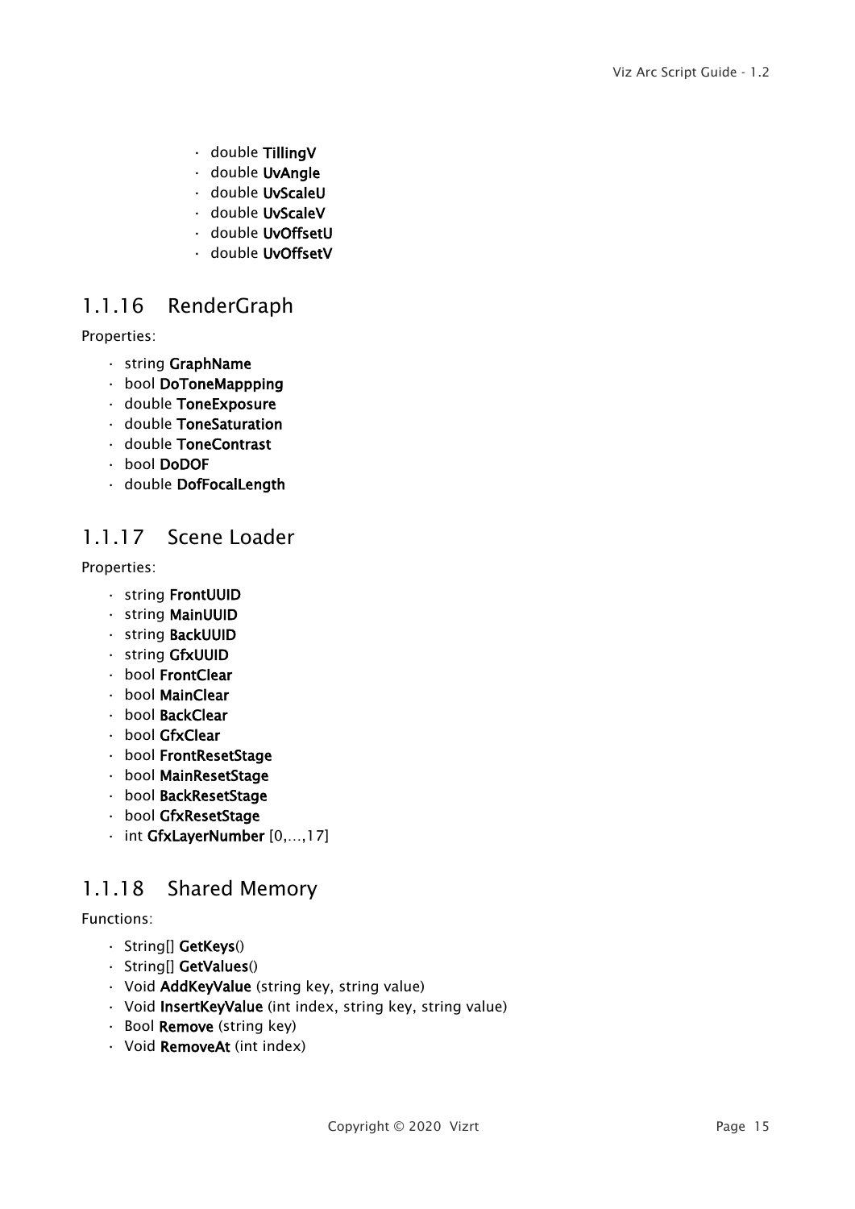- double **TillingV**
- double **UvAngle**
- double **UvScaleU**
- double **UvScaleV**
- double **UvOffsetU**
- double **UvOffsetV**

### 1.1.16 RenderGraph

Properties:

- string **GraphName**
- bool **DoToneMappping**
- double **ToneExposure**
- double **ToneSaturation**
- double **ToneContrast**
- bool **DoDOF**
- double **DofFocalLength**

### 1.1.17 Scene Loader

Properties:

- string **FrontUUID**
- string **MainUUID**
- string **BackUUID**
- string **GfxUUID**
- bool **FrontClear**
- bool **MainClear**
- bool **BackClear**
- bool **GfxClear**
- bool **FrontResetStage**
- bool **MainResetStage**
- bool **BackResetStage**
- bool **GfxResetStage**
- int **GfxLayerNumber** [0,...,17]

### 1.1.18 Shared Memory

Functions:

- String[] **GetKeys**()
- String[] **GetValues**()
- Void **AddKeyValue** (string key, string value)
- Void **InsertKeyValue** (int index, string key, string value)
- Bool **Remove** (string key)
- Void **RemoveAt** (int index)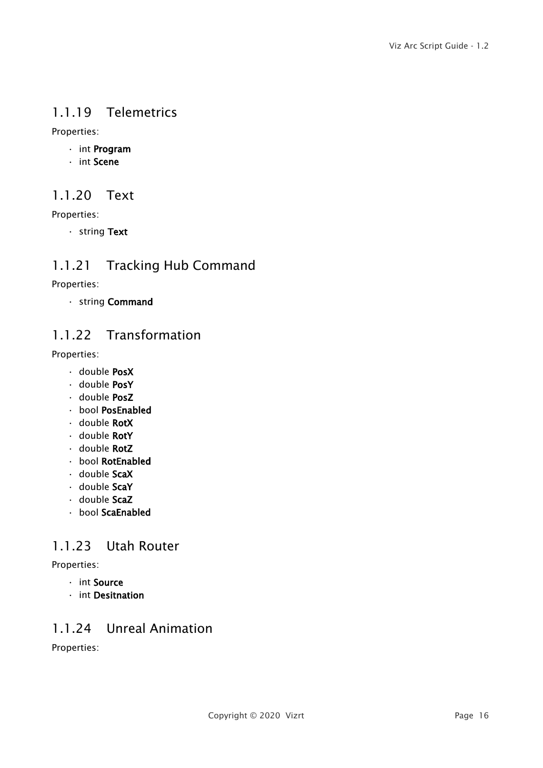### 1.1.19 Telemetrics

Properties:

- int **Program**
- int **Scene**

### 1.1.20 Text

Properties:

- string **Text**

### 1.1.21 Tracking Hub Command

Properties:

- string **Command**

### 1.1.22 Transformation

Properties:

- double **PosX**
- double **PosY**
- double **PosZ**
- bool **PosEnabled**
- double **RotX**
- double **RotY**
- double **RotZ**
- bool **RotEnabled**
- double **ScaX**
- double **ScaY**
- double **ScaZ**
- bool **ScaEnabled**

### 1.1.23 Utah Router

Properties:

- int **Source**
- int **Desitnation**

### 1.1.24 Unreal Animation

Properties: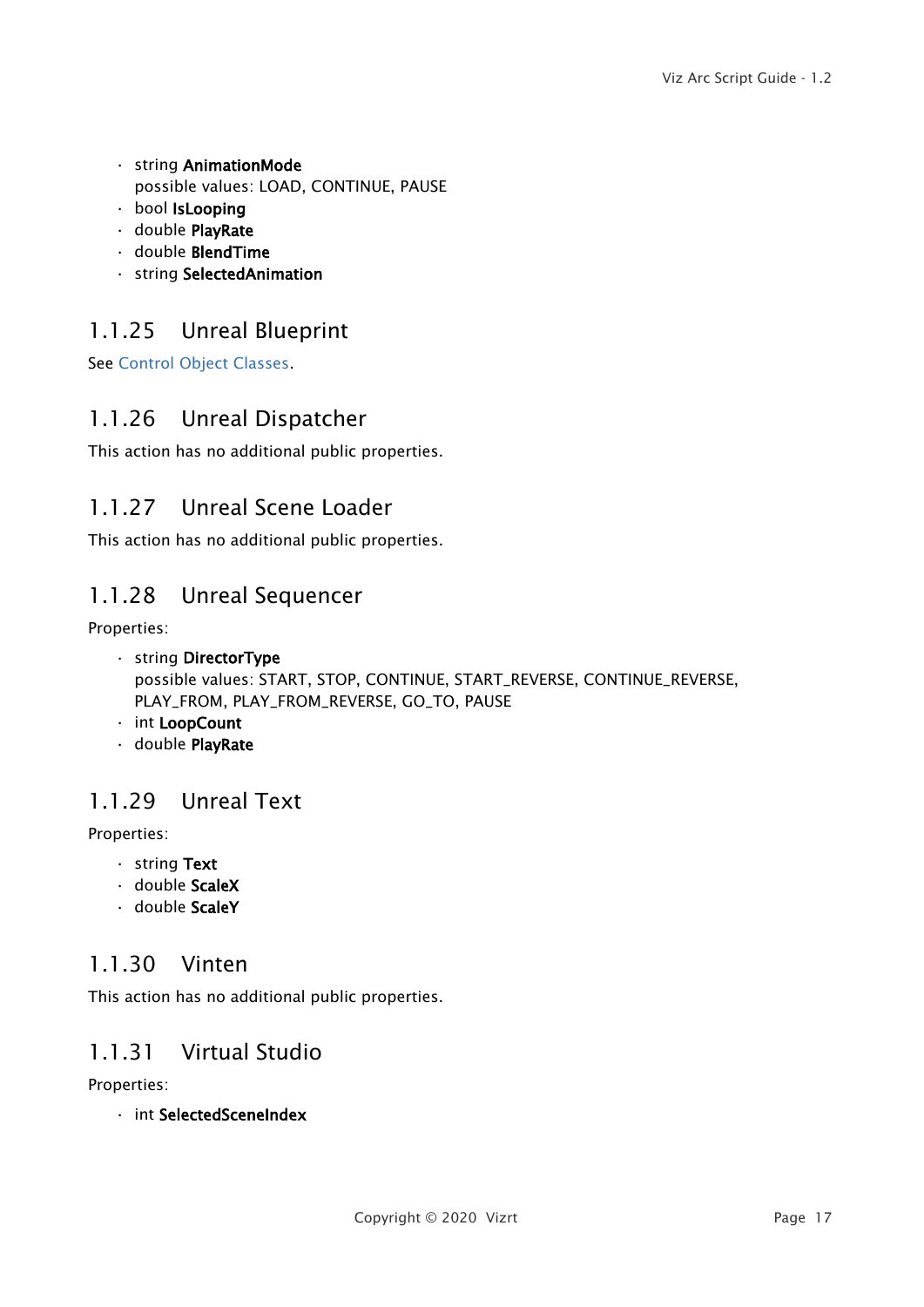- string **AnimationMode**
  possible values: LOAD, CONTINUE, PAUSE
- bool **IsLooping**
- double **PlayRate**
- double **BlendTime**
- string **SelectedAnimation**

### 1.1.25 Unreal Blueprint

See Control Object Classes.

### 1.1.26 Unreal Dispatcher

This action has no additional public properties.

### 1.1.27 Unreal Scene Loader

This action has no additional public properties.

### 1.1.28 Unreal Sequencer

Properties:

- string **DirectorType**
  possible values: START, STOP, CONTINUE, START_REVERSE, CONTINUE_REVERSE, PLAY_FROM, PLAY_FROM_REVERSE, GO_TO, PAUSE
- int **LoopCount**
- double **PlayRate**

### 1.1.29 Unreal Text

Properties:

- string **Text**
- double **ScaleX**
- double **ScaleY**

### 1.1.30 Vinten

This action has no additional public properties.

### 1.1.31 Virtual Studio

Properties:

- int **SelectedSceneIndex**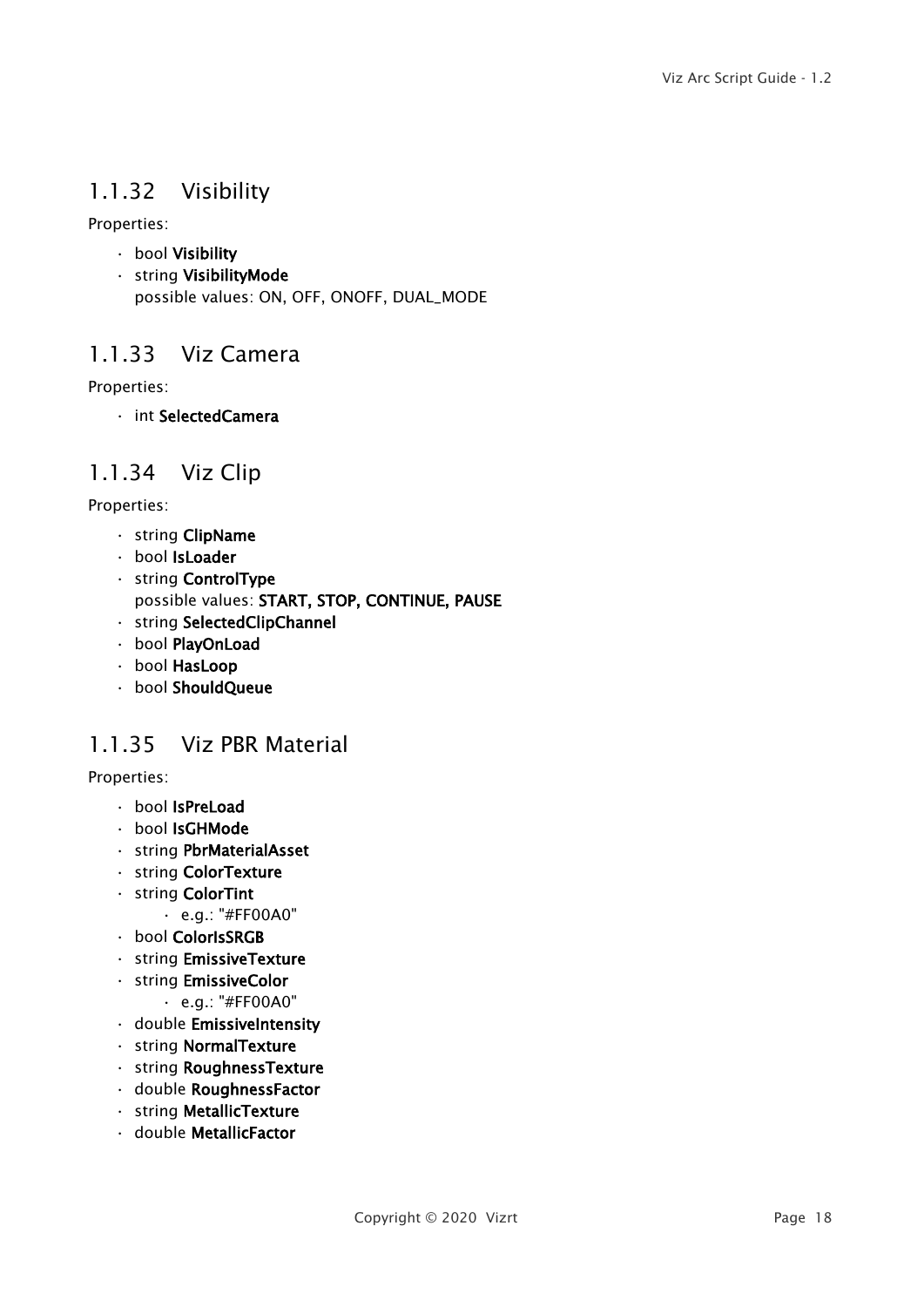### 1.1.32 Visibility

Properties:

- bool **Visibility**
- string **VisibilityMode**
  possible values: ON, OFF, ONOFF, DUAL_MODE

### 1.1.33 Viz Camera

Properties:

- int **SelectedCamera**

### 1.1.34 Viz Clip

Properties:

- string **ClipName**
- bool **IsLoader**
- string **ControlType**
  possible values: **START, STOP, CONTINUE, PAUSE**
- string **SelectedClipChannel**
- bool **PlayOnLoad**
- bool **HasLoop**
- bool **ShouldQueue**

### 1.1.35 Viz PBR Material

Properties:

- bool **IsPreLoad**
- bool **IsGHMode**
- string **PbrMaterialAsset**
- string **ColorTexture**
- string **ColorTint**
  - e.g.: "#FF00A0"
- bool **ColorIsSRGB**
- string **EmissiveTexture**
- string **EmissiveColor**
  - e.g.: "#FF00A0"
- double **EmissiveIntensity**
- string **NormalTexture**
- string **RoughnessTexture**
- double **RoughnessFactor**
- string **MetallicTexture**
- double **MetallicFactor**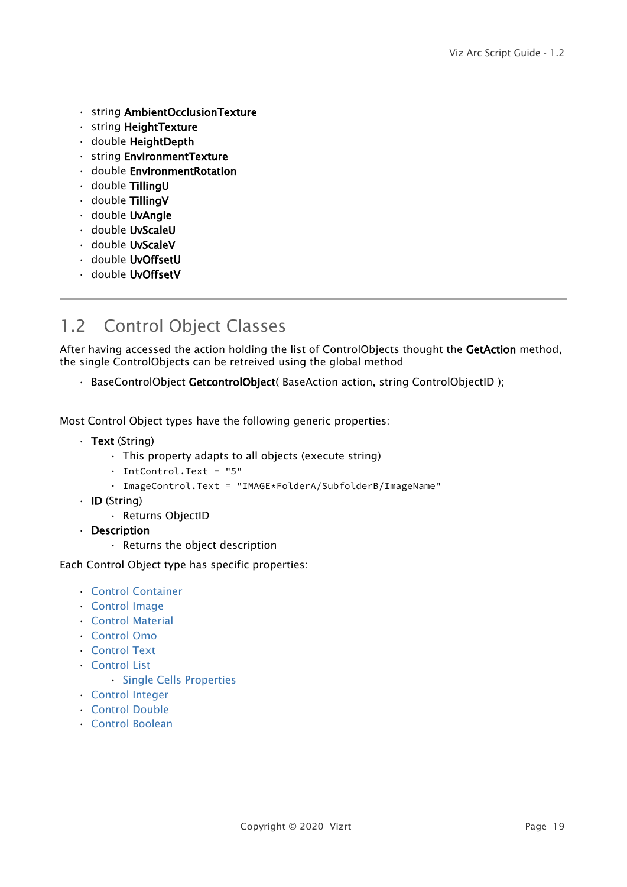- string **AmbientOcclusionTexture**
- string **HeightTexture**
- double **HeightDepth**
- string **EnvironmentTexture**
- double **EnvironmentRotation**
- double **TillingU**
- double **TillingV**
- double **UvAngle**
- double **UvScaleU**
- double **UvScaleV**
- double **UvOffsetU**
- double **UvOffsetV**

---

## 1.2 Control Object Classes

After having accessed the action holding the list of ControlObjects thought the **GetAction** method, the single ControlObjects can be retreived using the global method

- BaseControlObject **GetcontrolObject**( BaseAction action, string ControlObjectID );

Most Control Object types have the following generic properties:

- **Text** (String)
    - This property adapts to all objects (execute string)
    - `IntControl.Text = "5"`
    - `ImageControl.Text = "IMAGE*FolderA/SubfolderB/ImageName"`
- **ID** (String)
    - Returns ObjectID
- **Description**
    - Returns the object description

Each Control Object type has specific properties:

- Control Container
- Control Image
- Control Material
- Control Omo
- Control Text
- Control List
    - Single Cells Properties
- Control Integer
- Control Double
- Control Boolean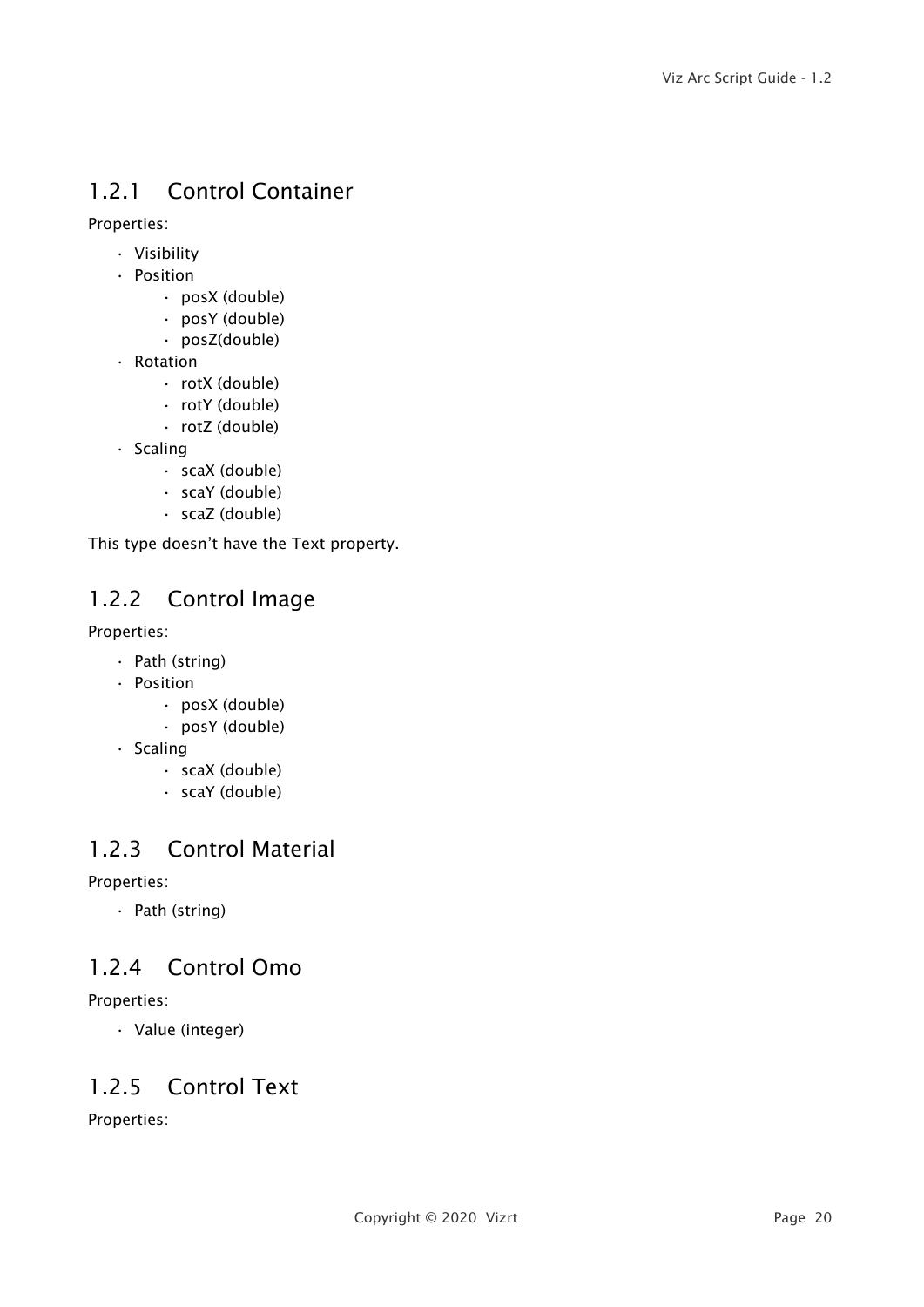### 1.2.1 Control Container

Properties:

- Visibility
- Position
    - posX (double)
    - posY (double)
    - posZ(double)
- Rotation
    - rotX (double)
    - rotY (double)
    - rotZ (double)
- Scaling
    - scaX (double)
    - scaY (double)
    - scaZ (double)

This type doesn't have the Text property.

### 1.2.2 Control Image

Properties:

- Path (string)
- Position
    - posX (double)
    - posY (double)
- Scaling
    - scaX (double)
    - scaY (double)

### 1.2.3 Control Material

Properties:

- Path (string)

### 1.2.4 Control Omo

Properties:

- Value (integer)

### 1.2.5 Control Text

Properties: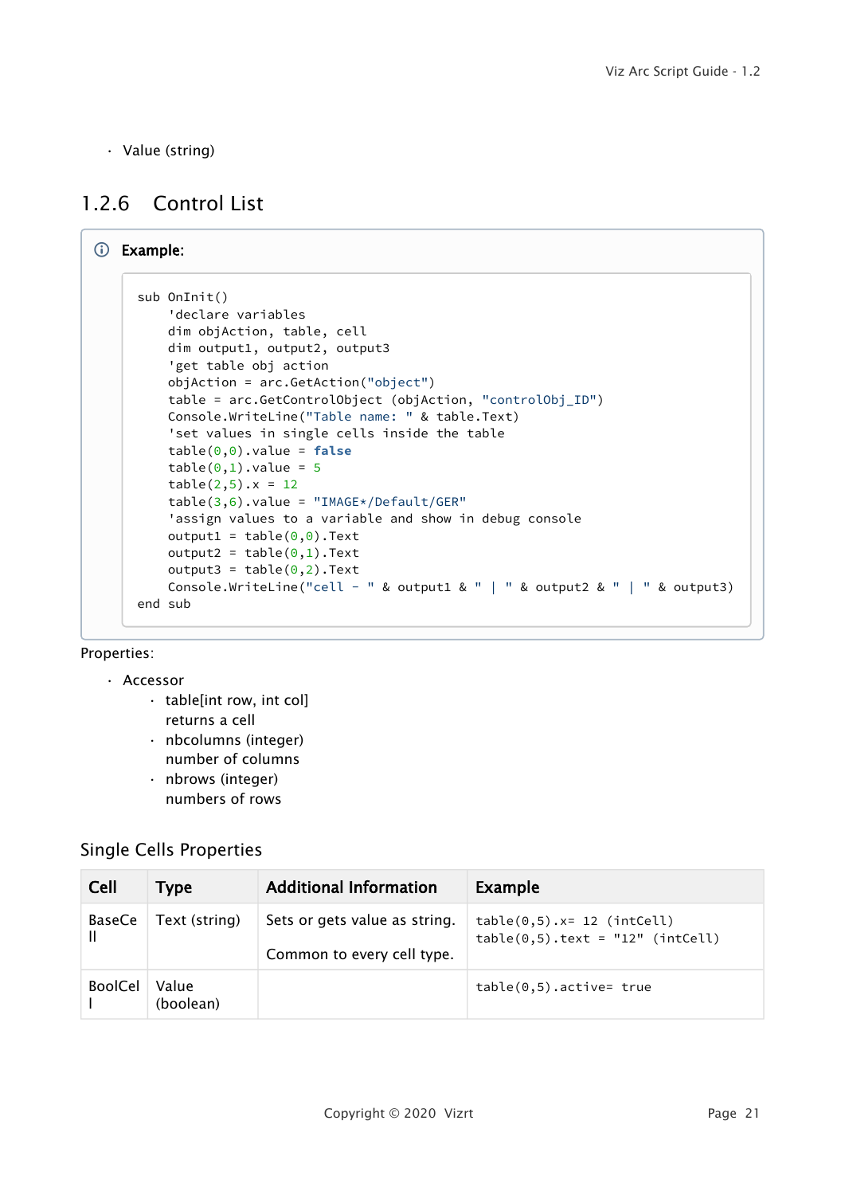- Value (string)

### 1.2.6 Control List

**Example:**

```
sub OnInit()
    'declare variables
    dim objAction, table, cell
    dim output1, output2, output3
    'get table obj action
    objAction = arc.GetAction("object")
    table = arc.GetControlObject (objAction, "controlObj_ID")
    Console.WriteLine("Table name: " & table.Text)
    'set values in single cells inside the table
    table(0,0).value = false
    table(0,1).value = 5
    table(2,5).x = 12
    table(3,6).value = "IMAGE*/Default/GER"
    'assign values to a variable and show in debug console
    output1 = table(0,0).Text
    output2 = table(0,1).Text
    output3 = table(0,2).Text
    Console.WriteLine("cell - " & output1 & " | " & output2 & " | " & output3)
end sub
```

Properties:

- Accessor
  - table[int row, int col]
    returns a cell
  - nbcolumns (integer)
    number of columns
  - nbrows (integer)
    numbers of rows

#### Single Cells Properties

| Cell | Type | Additional Information | Example |
|---|---|---|---|
| BaseCell | Text (string) | Sets or gets value as string. Common to every cell type. | `table(0,5).x= 12 (intCell)` `table(0,5).text = "12" (intCell)` |
| BoolCell | Value (boolean) | | `table(0,5).active= true` |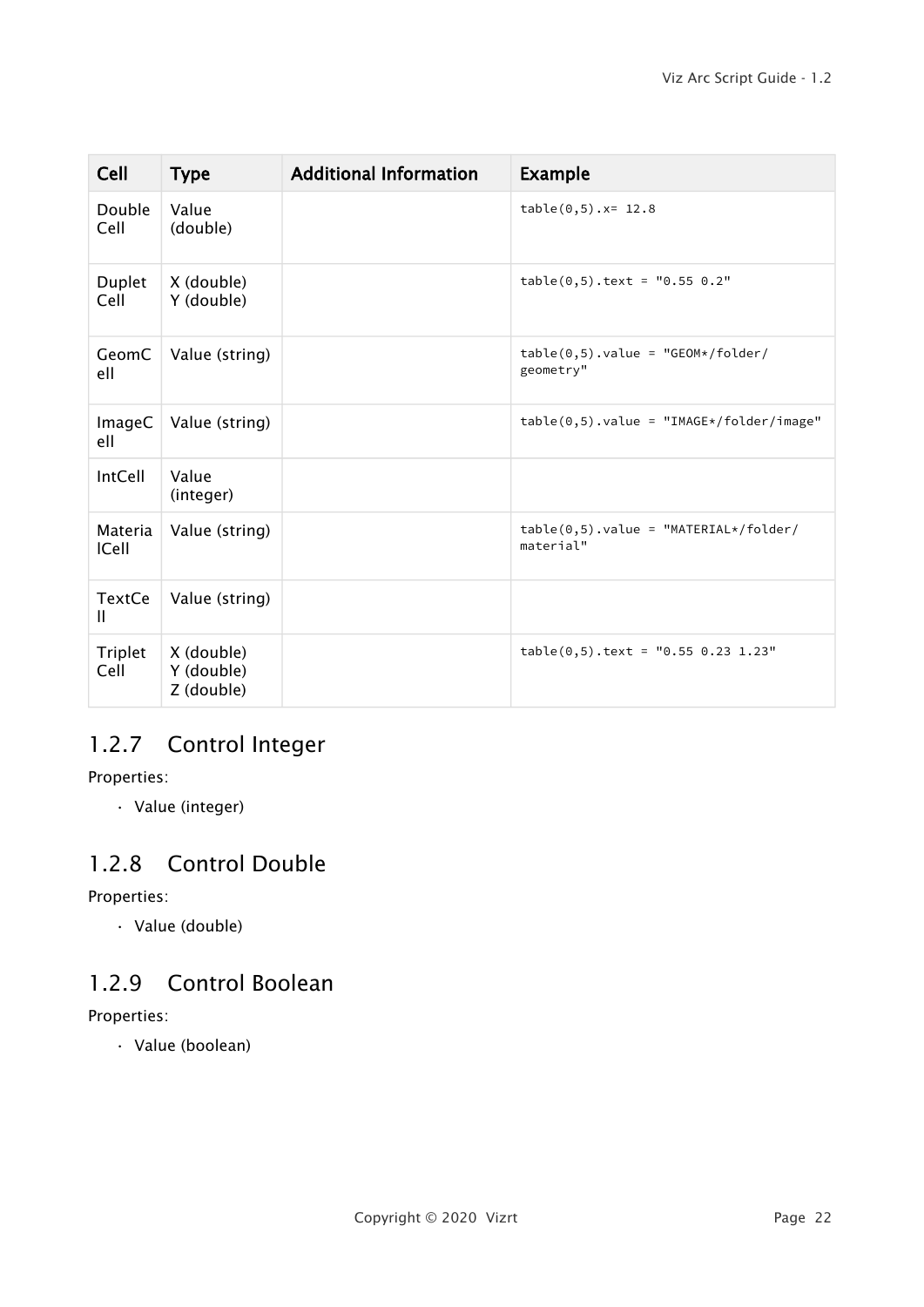| Cell | Type | Additional Information | Example |
| --- | --- | --- | --- |
| Double Cell | Value (double) | | `table(0,5).x= 12.8` |
| Duplet Cell | X (double) Y (double) | | `table(0,5).text = "0.55 0.2"` |
| GeomCell | Value (string) | | `table(0,5).value = "GEOM*/folder/geometry"` |
| ImageCell | Value (string) | | `table(0,5).value = "IMAGE*/folder/image"` |
| IntCell | Value (integer) | | |
| MaterialCell | Value (string) | | `table(0,5).value = "MATERIAL*/folder/material"` |
| TextCell | Value (string) | | |
| Triplet Cell | X (double) Y (double) Z (double) | | `table(0,5).text = "0.55 0.23 1.23"` |

### 1.2.7 Control Integer

Properties:

- Value (integer)

### 1.2.8 Control Double

Properties:

- Value (double)

### 1.2.9 Control Boolean

Properties:

- Value (boolean)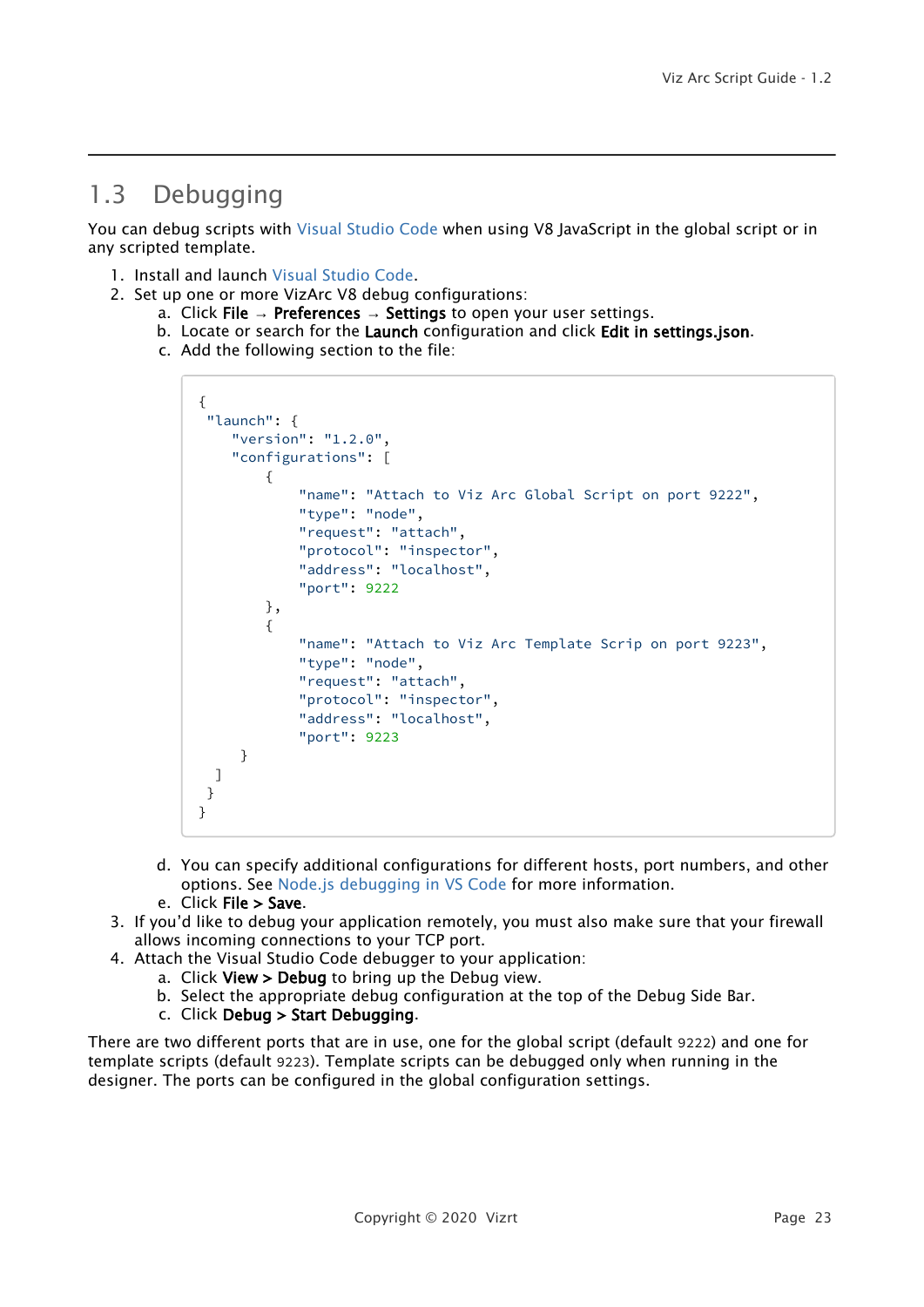## 1.3 Debugging

You can debug scripts with Visual Studio Code when using V8 JavaScript in the global script or in any scripted template.

1. Install and launch Visual Studio Code.
2. Set up one or more VizArc V8 debug configurations:
   a. Click **File** → **Preferences** → **Settings** to open your user settings.
   b. Locate or search for the **Launch** configuration and click **Edit in settings.json**.
   c. Add the following section to the file:

```
{
 "launch": {
    "version": "1.2.0",
    "configurations": [
        {
            "name": "Attach to Viz Arc Global Script on port 9222",
            "type": "node",
            "request": "attach",
            "protocol": "inspector",
            "address": "localhost",
            "port": 9222
        },
        {
            "name": "Attach to Viz Arc Template Scrip on port 9223",
            "type": "node",
            "request": "attach",
            "protocol": "inspector",
            "address": "localhost",
            "port": 9223
     }
  ]
 }
}
```

   d. You can specify additional configurations for different hosts, port numbers, and other options. See Node.js debugging in VS Code for more information.
   e. Click **File > Save**.
3. If you'd like to debug your application remotely, you must also make sure that your firewall allows incoming connections to your TCP port.
4. Attach the Visual Studio Code debugger to your application:
   a. Click **View > Debug** to bring up the Debug view.
   b. Select the appropriate debug configuration at the top of the Debug Side Bar.
   c. Click **Debug > Start Debugging**.

There are two different ports that are in use, one for the global script (default 9222) and one for template scripts (default 9223). Template scripts can be debugged only when running in the designer. The ports can be configured in the global configuration settings.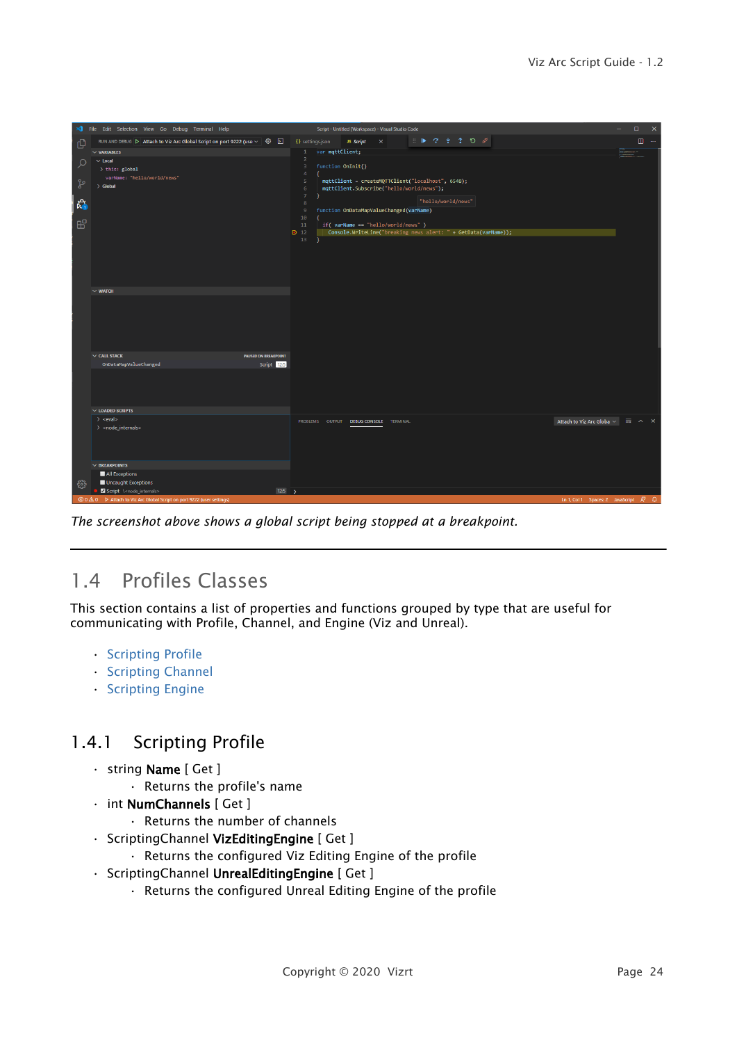*The screenshot above shows a global script being stopped at a breakpoint.*

## 1.4 Profiles Classes

This section contains a list of properties and functions grouped by type that are useful for communicating with Profile, Channel, and Engine (Viz and Unreal).

- Scripting Profile
- Scripting Channel
- Scripting Engine

### 1.4.1 Scripting Profile

- string **Name** [ Get ]
  - Returns the profile's name
- int **NumChannels** [ Get ]
  - Returns the number of channels
- ScriptingChannel **VizEditingEngine** [ Get ]
  - Returns the configured Viz Editing Engine of the profile
- ScriptingChannel **UnrealEditingEngine** [ Get ]
  - Returns the configured Unreal Editing Engine of the profile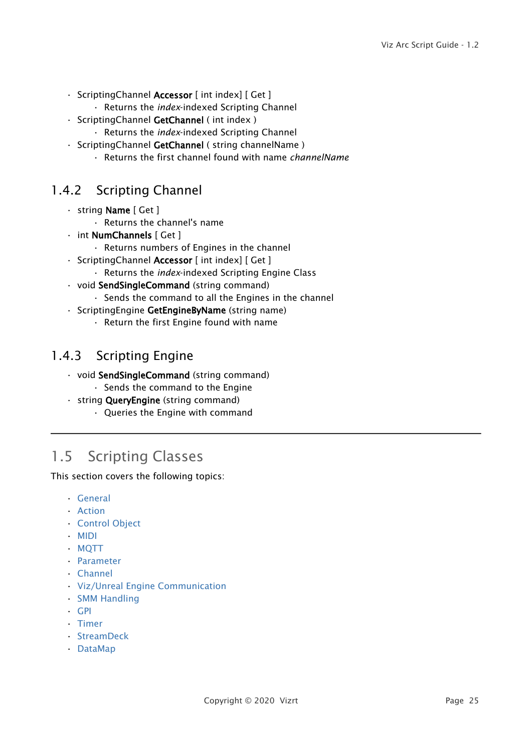- ScriptingChannel **Accessor** [ int index] [ Get ]
  - Returns the *index*-indexed Scripting Channel
- ScriptingChannel **GetChannel** ( int index )
  - Returns the *index*-indexed Scripting Channel
- ScriptingChannel **GetChannel** ( string channelName )
  - Returns the first channel found with name *channelName*

### 1.4.2 Scripting Channel

- string **Name** [ Get ]
  - Returns the channel's name
- int **NumChannels** [ Get ]
  - Returns numbers of Engines in the channel
- ScriptingChannel **Accessor** [ int index] [ Get ]
  - Returns the *index*-indexed Scripting Engine Class
- void **SendSingleCommand** (string command)
  - Sends the command to all the Engines in the channel
- ScriptingEngine **GetEngineByName** (string name)
  - Return the first Engine found with name

### 1.4.3 Scripting Engine

- void **SendSingleCommand** (string command)
  - Sends the command to the Engine
- string **QueryEngine** (string command)
  - Queries the Engine with command

---

## 1.5 Scripting Classes

This section covers the following topics:

- General
- Action
- Control Object
- MIDI
- MQTT
- Parameter
- Channel
- Viz/Unreal Engine Communication
- SMM Handling
- GPI
- Timer
- StreamDeck
- DataMap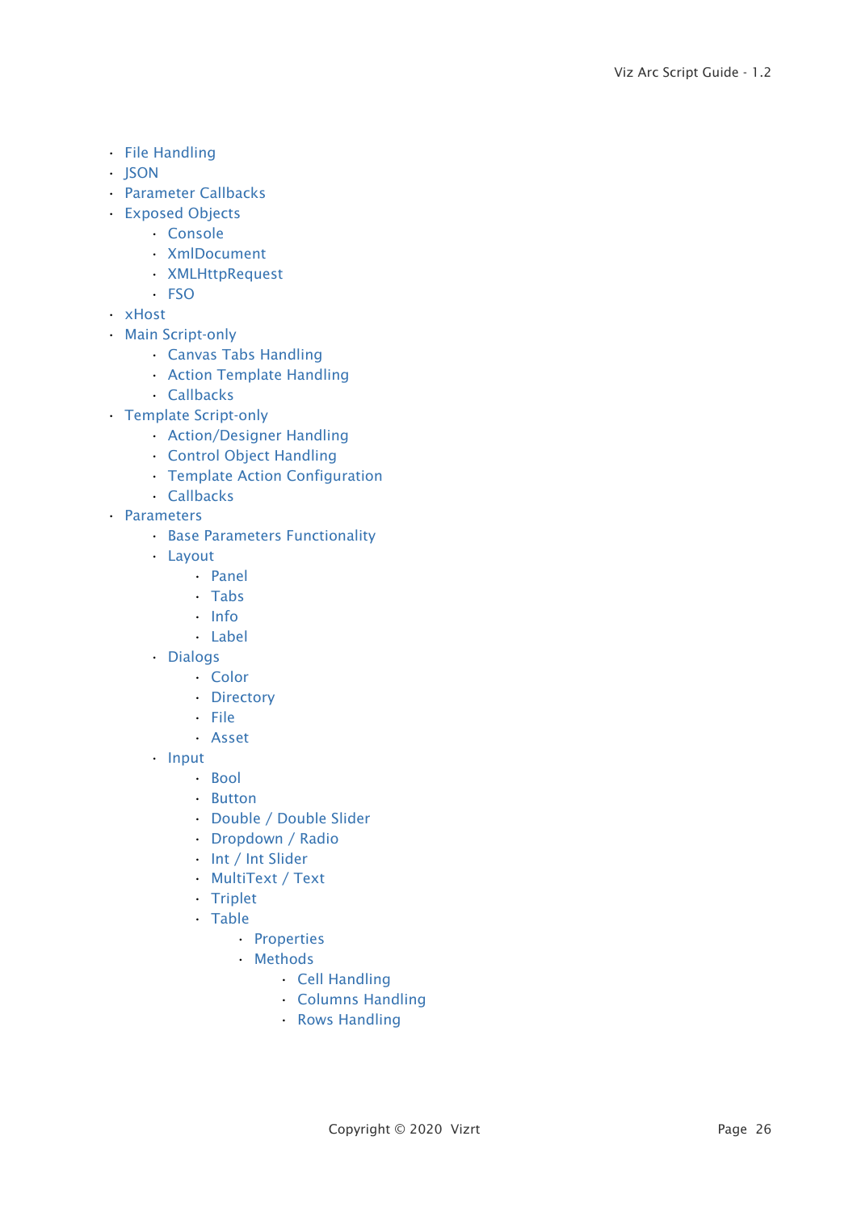- File Handling
- JSON
- Parameter Callbacks
- Exposed Objects
    - Console
    - XmlDocument
    - XMLHttpRequest
    - FSO
- xHost
- Main Script-only
    - Canvas Tabs Handling
    - Action Template Handling
    - Callbacks
- Template Script-only
    - Action/Designer Handling
    - Control Object Handling
    - Template Action Configuration
    - Callbacks
- Parameters
    - Base Parameters Functionality
    - Layout
        - Panel
        - Tabs
        - Info
        - Label
    - Dialogs
        - Color
        - Directory
        - File
        - Asset
    - Input
        - Bool
        - Button
        - Double / Double Slider
        - Dropdown / Radio
        - Int / Int Slider
        - MultiText / Text
        - Triplet
        - Table
            - Properties
            - Methods
                - Cell Handling
                - Columns Handling
                - Rows Handling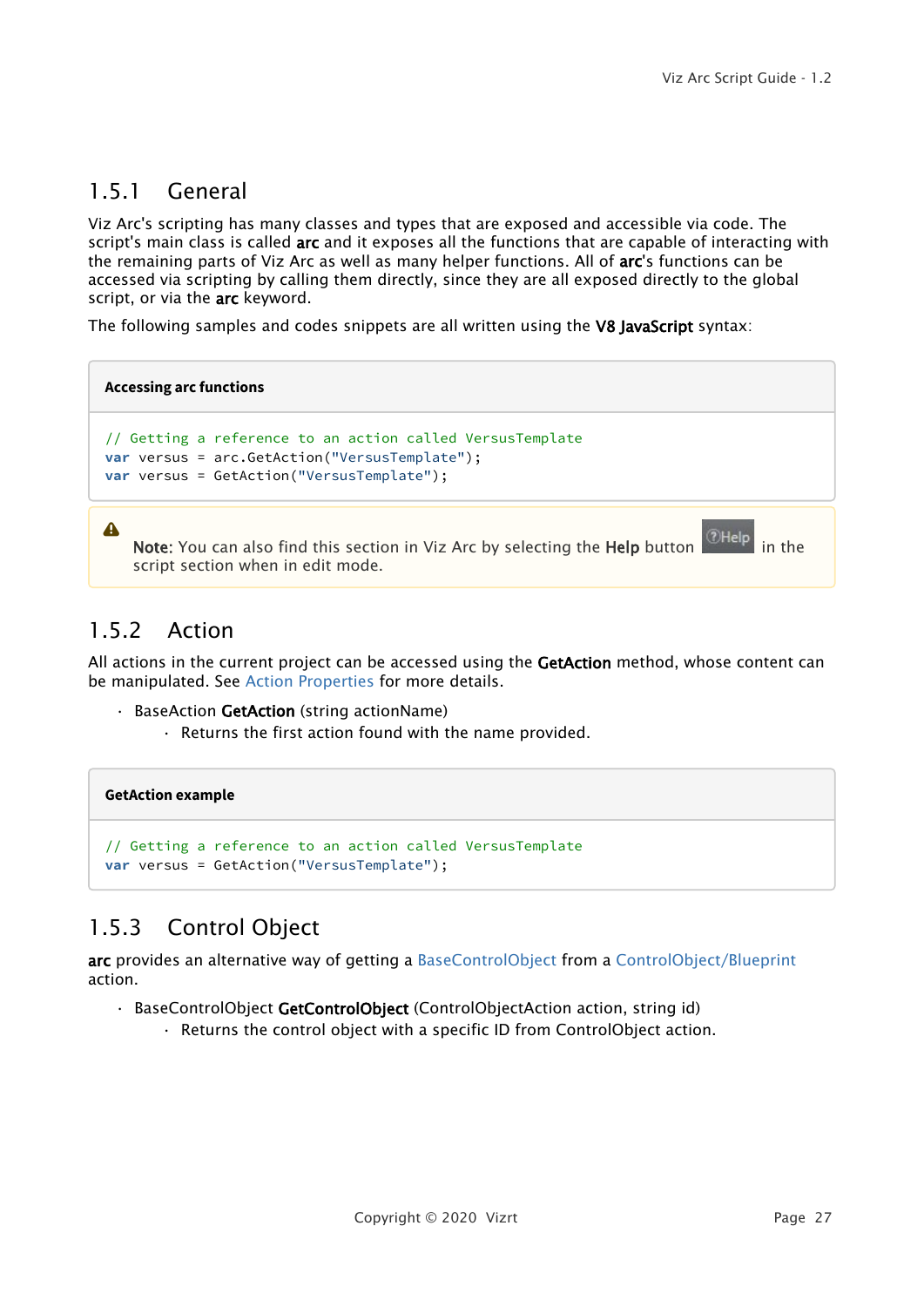### 1.5.1 General

Viz Arc's scripting has many classes and types that are exposed and accessible via code. The script's main class is called **arc** and it exposes all the functions that are capable of interacting with the remaining parts of Viz Arc as well as many helper functions. All of **arc**'s functions can be accessed via scripting by calling them directly, since they are all exposed directly to the global script, or via the **arc** keyword.

The following samples and codes snippets are all written using the **V8 JavaScript** syntax:

**Accessing arc functions**

```
// Getting a reference to an action called VersusTemplate
var versus = arc.GetAction("VersusTemplate");
var versus = GetAction("VersusTemplate");
```

> **Note**: You can also find this section in Viz Arc by selecting the **Help** button ?Help in the script section when in edit mode.

### 1.5.2 Action

All actions in the current project can be accessed using the **GetAction** method, whose content can be manipulated. See Action Properties for more details.

- BaseAction **GetAction** (string actionName)
  - Returns the first action found with the name provided.

**GetAction example**

```
// Getting a reference to an action called VersusTemplate
var versus = GetAction("VersusTemplate");
```

### 1.5.3 Control Object

**arc** provides an alternative way of getting a BaseControlObject from a ControlObject/Blueprint action.

- BaseControlObject **GetControlObject** (ControlObjectAction action, string id)
  - Returns the control object with a specific ID from ControlObject action.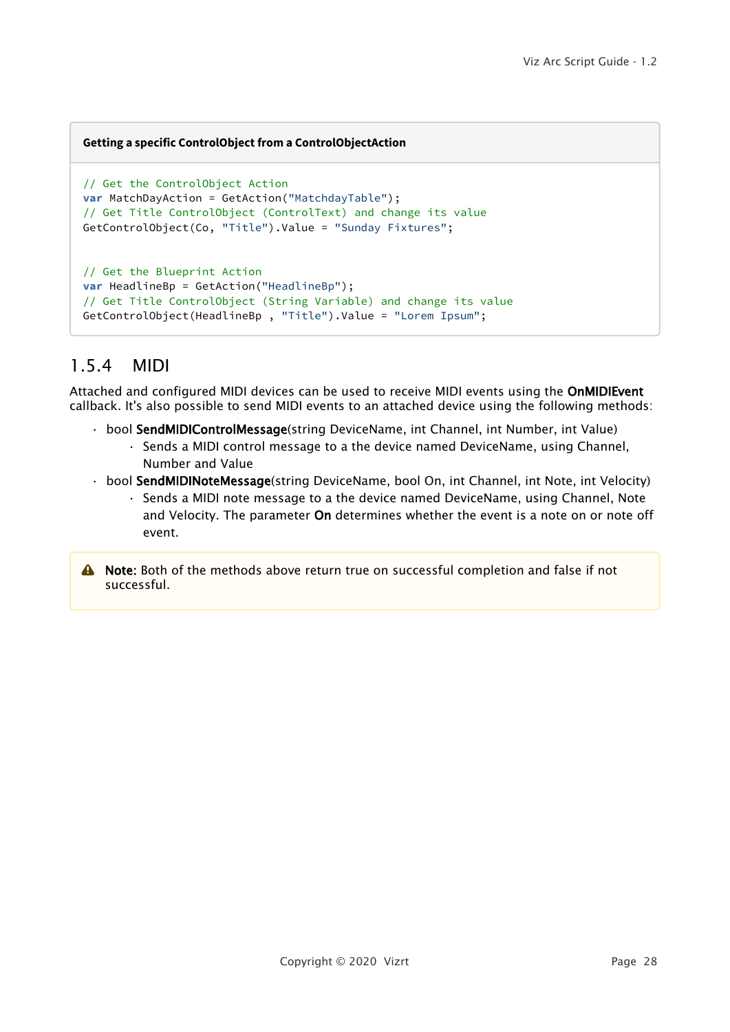**Getting a specific ControlObject from a ControlObjectAction**

```
// Get the ControlObject Action
var MatchDayAction = GetAction("MatchdayTable");
// Get Title ControlObject (ControlText) and change its value
GetControlObject(Co, "Title").Value = "Sunday Fixtures";


// Get the Blueprint Action
var HeadlineBp = GetAction("HeadlineBp");
// Get Title ControlObject (String Variable) and change its value
GetControlObject(HeadlineBp , "Title").Value = "Lorem Ipsum";
```

### 1.5.4 MIDI

Attached and configured MIDI devices can be used to receive MIDI events using the **OnMIDIEvent** callback. It's also possible to send MIDI events to an attached device using the following methods:

- bool **SendMIDIControlMessage**(string DeviceName, int Channel, int Number, int Value)
  - Sends a MIDI control message to a the device named DeviceName, using Channel, Number and Value
- bool **SendMIDINoteMessage**(string DeviceName, bool On, int Channel, int Note, int Velocity)
  - Sends a MIDI note message to a the device named DeviceName, using Channel, Note and Velocity. The parameter **On** determines whether the event is a note on or note off event.

> **Note:** Both of the methods above return true on successful completion and false if not successful.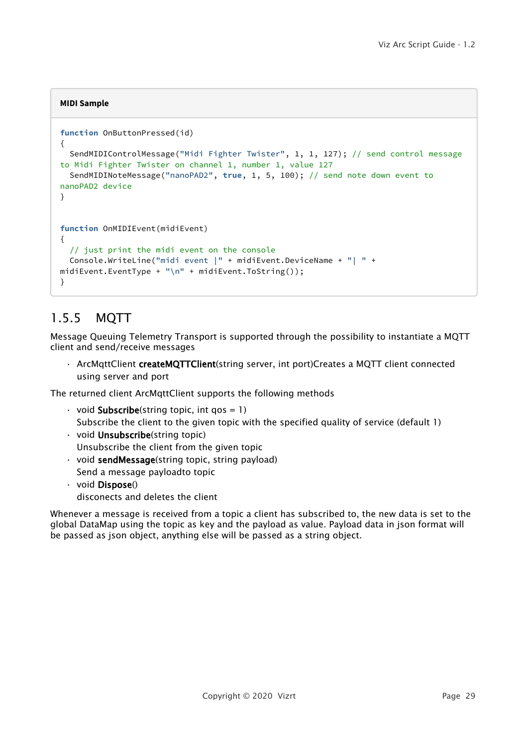**MIDI Sample**

```
function OnButtonPressed(id)
{
  SendMIDIControlMessage("Midi Fighter Twister", 1, 1, 127); // send control message to Midi Fighter Twister on channel 1, number 1, value 127
  SendMIDINoteMessage("nanoPAD2", true, 1, 5, 100); // send note down event to nanoPAD2 device
}


function OnMIDIEvent(midiEvent)
{
  // just print the midi event on the console
  Console.WriteLine("midi event |" + midiEvent.DeviceName + "| " + midiEvent.EventType + "\n" + midiEvent.ToString());
}
```

## 1.5.5 MQTT

Message Queuing Telemetry Transport is supported through the possibility to instantiate a MQTT client and send/receive messages

- ArcMqttClient **createMQTTClient**(string server, int port)Creates a MQTT client connected using server and port

The returned client ArcMqttClient supports the following methods

- void **Subscribe**(string topic, int qos = 1)
  Subscribe the client to the given topic with the specified quality of service (default 1)
- void **Unsubscribe**(string topic)
  Unsubscribe the client from the given topic
- void **sendMessage**(string topic, string payload)
  Send a message payloadto topic
- void **Dispose**()
  disconects and deletes the client

Whenever a message is received from a topic a client has subscribed to, the new data is set to the global DataMap using the topic as key and the payload as value. Payload data in json format will be passed as json object, anything else will be passed as a string object.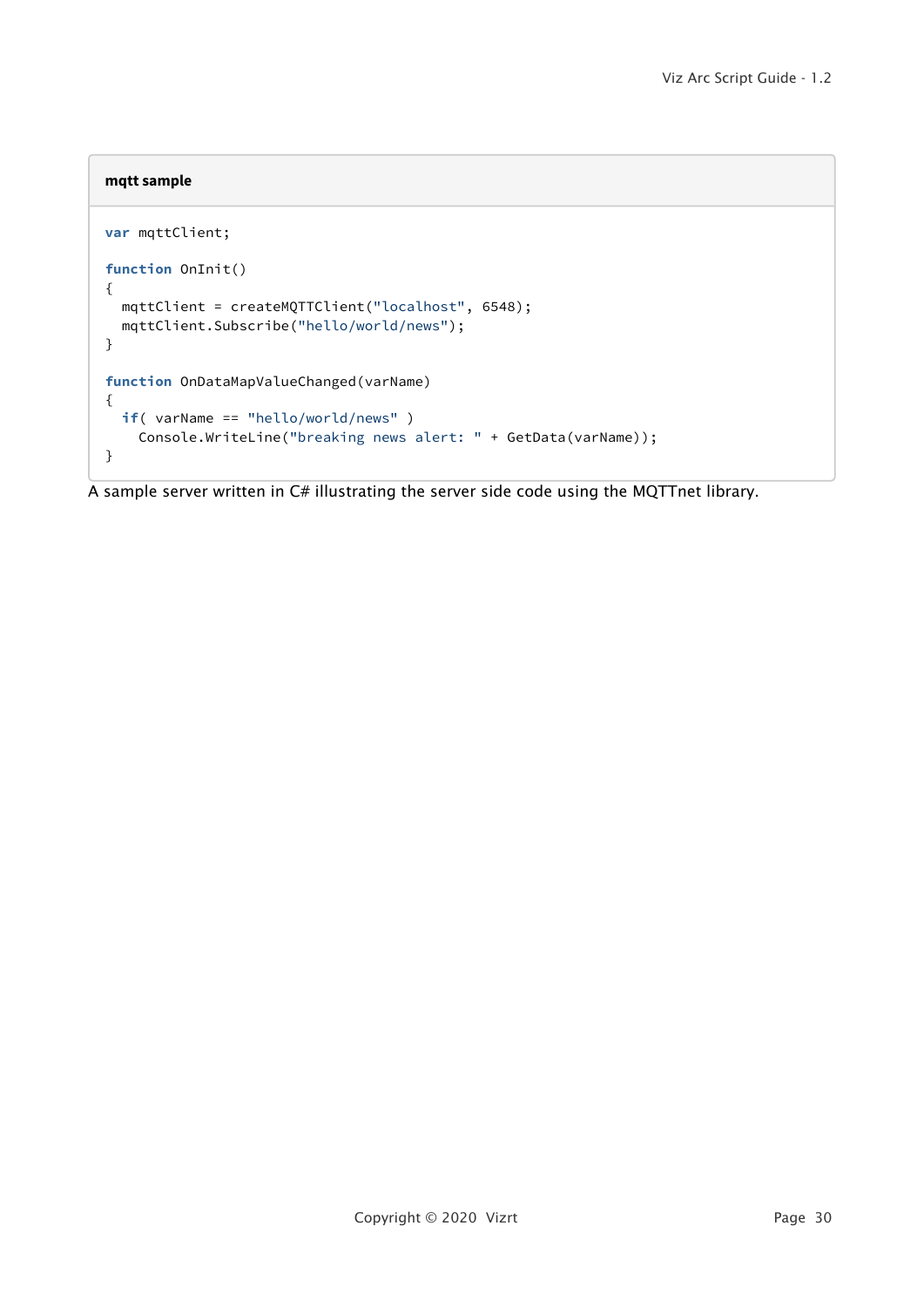**mqtt sample**

```
var mqttClient;

function OnInit()
{
  mqttClient = createMQTTClient("localhost", 6548);
  mqttClient.Subscribe("hello/world/news");
}

function OnDataMapValueChanged(varName)
{
  if( varName == "hello/world/news" )
    Console.WriteLine("breaking news alert: " + GetData(varName));
}
```

A sample server written in C# illustrating the server side code using the MQTTnet library.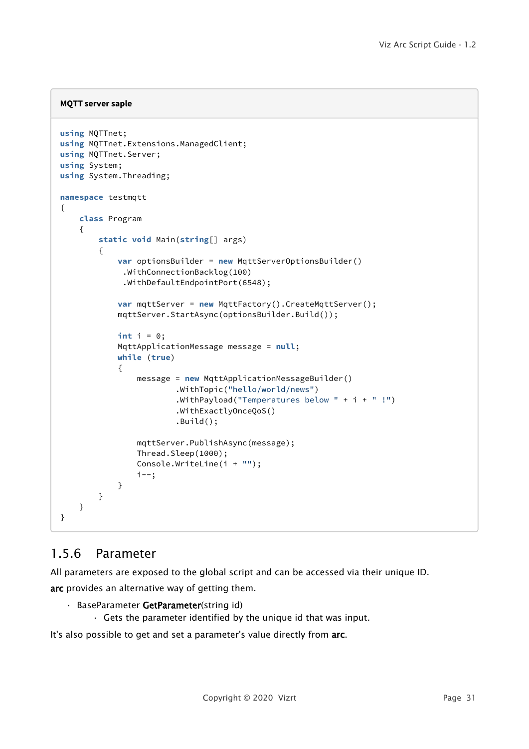**MQTT server saple**

```
using MQTTnet;
using MQTTnet.Extensions.ManagedClient;
using MQTTnet.Server;
using System;
using System.Threading;

namespace testmqtt
{
    class Program
    {
        static void Main(string[] args)
        {
            var optionsBuilder = new MqttServerOptionsBuilder()
             .WithConnectionBacklog(100)
             .WithDefaultEndpointPort(6548);

            var mqttServer = new MqttFactory().CreateMqttServer();
            mqttServer.StartAsync(optionsBuilder.Build());

            int i = 0;
            MqttApplicationMessage message = null;
            while (true)
            {
                message = new MqttApplicationMessageBuilder()
                        .WithTopic("hello/world/news")
                        .WithPayload("Temperatures below " + i + " !")
                        .WithExactlyOnceQoS()
                        .Build();

                mqttServer.PublishAsync(message);
                Thread.Sleep(1000);
                Console.WriteLine(i + "");
                i--;
            }
        }
    }
}
```

## 1.5.6 Parameter

All parameters are exposed to the global script and can be accessed via their unique ID.

**arc** provides an alternative way of getting them.

- BaseParameter **GetParameter**(string id)
  - Gets the parameter identified by the unique id that was input.

It's also possible to get and set a parameter's value directly from **arc**.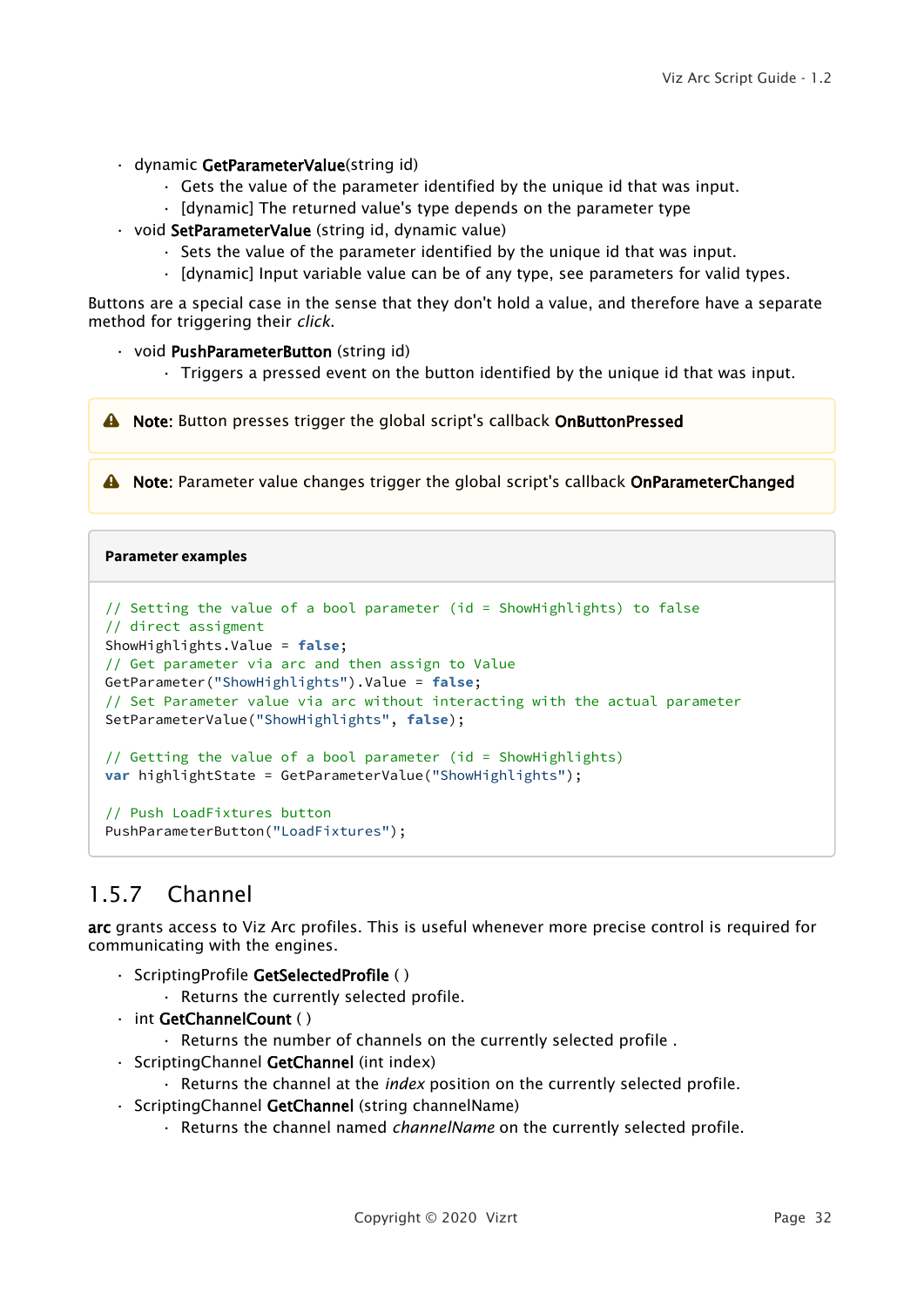- dynamic **GetParameterValue**(string id)
  - Gets the value of the parameter identified by the unique id that was input.
  - [dynamic] The returned value's type depends on the parameter type
- void **SetParameterValue** (string id, dynamic value)
  - Sets the value of the parameter identified by the unique id that was input.
  - [dynamic] Input variable value can be of any type, see parameters for valid types.

Buttons are a special case in the sense that they don't hold a value, and therefore have a separate method for triggering their *click*.

- void **PushParameterButton** (string id)
  - Triggers a pressed event on the button identified by the unique id that was input.

> **Note:** Button presses trigger the global script's callback **OnButtonPressed**

> **Note:** Parameter value changes trigger the global script's callback **OnParameterChanged**

**Parameter examples**

```
// Setting the value of a bool parameter (id = ShowHighlights) to false
// direct assigment
ShowHighlights.Value = false;
// Get parameter via arc and then assign to Value
GetParameter("ShowHighlights").Value = false;
// Set Parameter value via arc without interacting with the actual parameter
SetParameterValue("ShowHighlights", false);

// Getting the value of a bool parameter (id = ShowHighlights)
var highlightState = GetParameterValue("ShowHighlights");

// Push LoadFixtures button
PushParameterButton("LoadFixtures");
```

## 1.5.7 Channel

**arc** grants access to Viz Arc profiles. This is useful whenever more precise control is required for communicating with the engines.

- ScriptingProfile **GetSelectedProfile** ( )
  - Returns the currently selected profile.
- int **GetChannelCount** ( )
  - Returns the number of channels on the currently selected profile .
- ScriptingChannel **GetChannel** (int index)
  - Returns the channel at the *index* position on the currently selected profile.
- ScriptingChannel **GetChannel** (string channelName)
  - Returns the channel named *channelName* on the currently selected profile.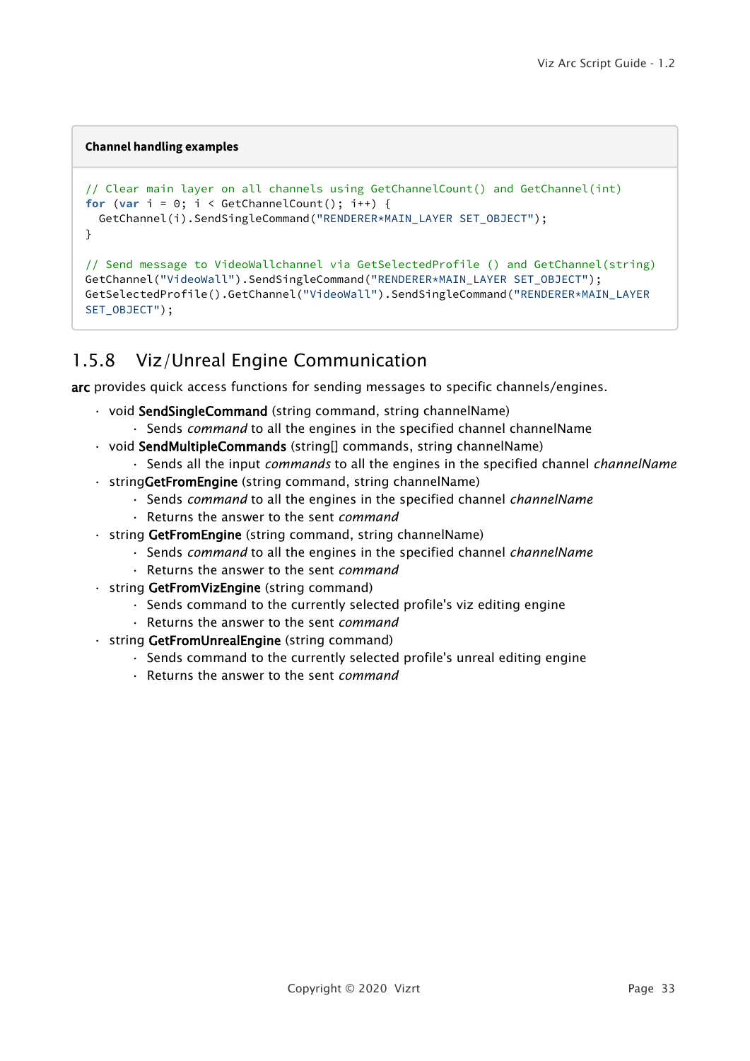**Channel handling examples**

```
// Clear main layer on all channels using GetChannelCount() and GetChannel(int)
for (var i = 0; i < GetChannelCount(); i++) {
  GetChannel(i).SendSingleCommand("RENDERER*MAIN_LAYER SET_OBJECT");
}

// Send message to VideoWallchannel via GetSelectedProfile () and GetChannel(string)
GetChannel("VideoWall").SendSingleCommand("RENDERER*MAIN_LAYER SET_OBJECT");
GetSelectedProfile().GetChannel("VideoWall").SendSingleCommand("RENDERER*MAIN_LAYER 
SET_OBJECT");
```

### 1.5.8 Viz/Unreal Engine Communication

**arc** provides quick access functions for sending messages to specific channels/engines.

- void **SendSingleCommand** (string command, string channelName)
  - Sends *command* to all the engines in the specified channel channelName
- void **SendMultipleCommands** (string[] commands, string channelName)
  - Sends all the input *commands* to all the engines in the specified channel *channelName*
- string**GetFromEngine** (string command, string channelName)
  - Sends *command* to all the engines in the specified channel *channelName*
  - Returns the answer to the sent *command*
- string **GetFromEngine** (string command, string channelName)
  - Sends *command* to all the engines in the specified channel *channelName*
  - Returns the answer to the sent *command*
- string **GetFromVizEngine** (string command)
  - Sends command to the currently selected profile's viz editing engine
  - Returns the answer to the sent *command*
- string **GetFromUnrealEngine** (string command)
  - Sends command to the currently selected profile's unreal editing engine
  - Returns the answer to the sent *command*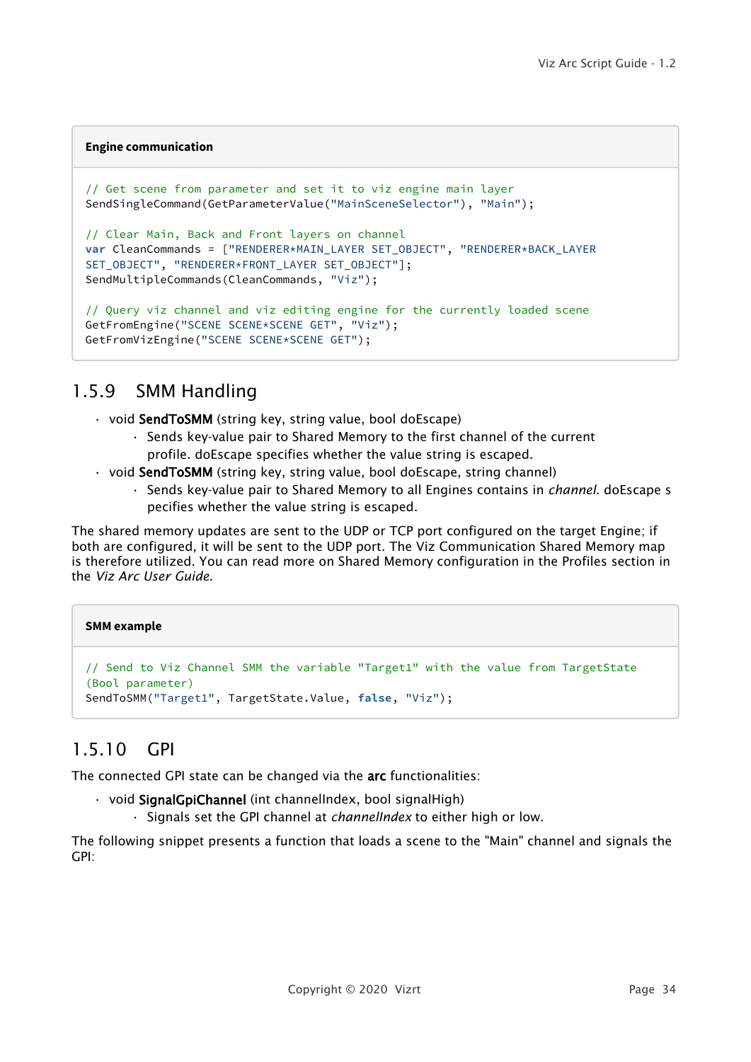**Engine communication**

```
// Get scene from parameter and set it to viz engine main layer
SendSingleCommand(GetParameterValue("MainSceneSelector"), "Main");

// Clear Main, Back and Front layers on channel
var CleanCommands = ["RENDERER*MAIN_LAYER SET_OBJECT", "RENDERER*BACK_LAYER
SET_OBJECT", "RENDERER*FRONT_LAYER SET_OBJECT"];
SendMultipleCommands(CleanCommands, "Viz");

// Query viz channel and viz editing engine for the currently loaded scene
GetFromEngine("SCENE SCENE*SCENE GET", "Viz");
GetFromVizEngine("SCENE SCENE*SCENE GET");
```

## 1.5.9 SMM Handling

- void **SendToSMM** (string key, string value, bool doEscape)
  - Sends key-value pair to Shared Memory to the first channel of the current profile. doEscape specifies whether the value string is escaped.
- void **SendToSMM** (string key, string value, bool doEscape, string channel)
  - Sends key-value pair to Shared Memory to all Engines contains in *channel*. doEscape s pecifies whether the value string is escaped.

The shared memory updates are sent to the UDP or TCP port configured on the target Engine; if both are configured, it will be sent to the UDP port. The Viz Communication Shared Memory map is therefore utilized. You can read more on Shared Memory configuration in the Profiles section in the *Viz Arc User Guide*.

**SMM example**

```
// Send to Viz Channel SMM the variable "Target1" with the value from TargetState
(Bool parameter)
SendToSMM("Target1", TargetState.Value, false, "Viz");
```

## 1.5.10 GPI

The connected GPI state can be changed via the **arc** functionalities:

- void **SignalGpiChannel** (int channelIndex, bool signalHigh)
  - Signals set the GPI channel at *channelIndex* to either high or low.

The following snippet presents a function that loads a scene to the "Main" channel and signals the GPI: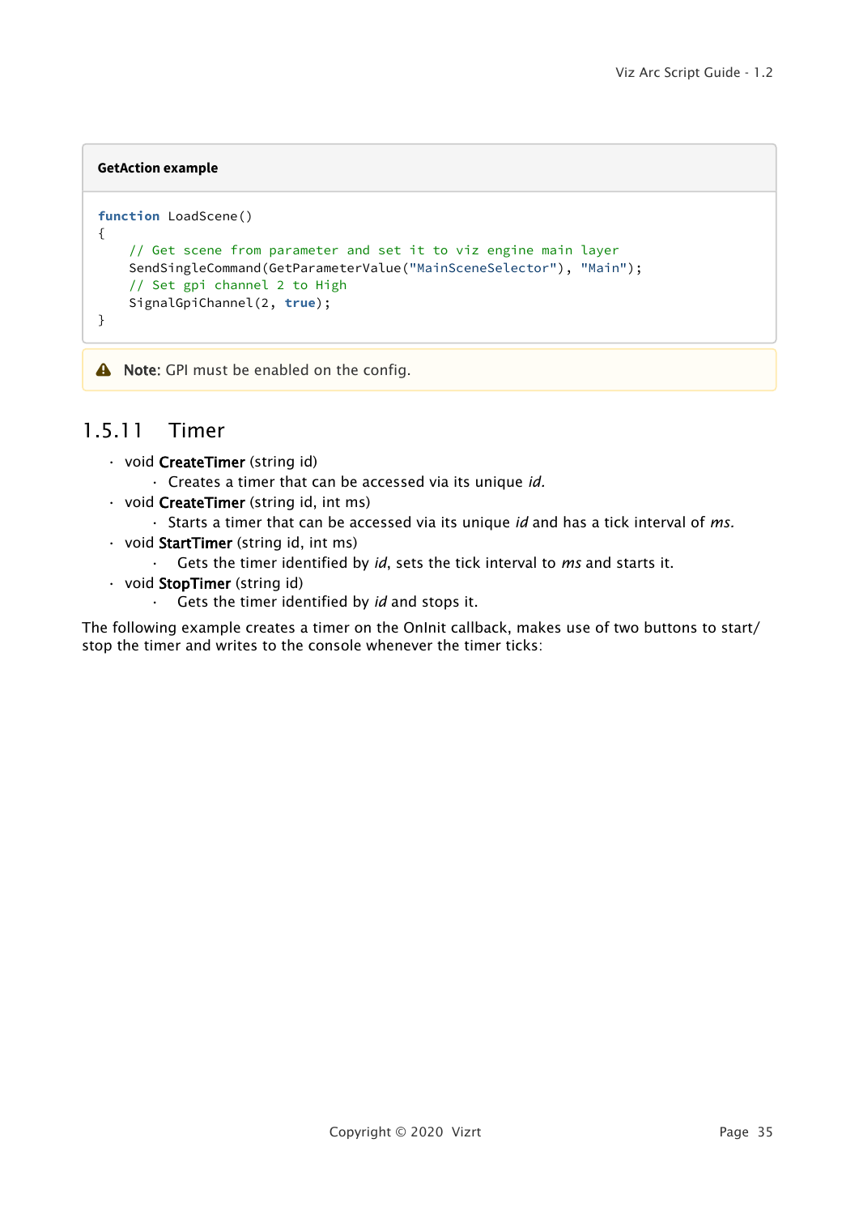**GetAction example**

```
function LoadScene()
{
    // Get scene from parameter and set it to viz engine main layer
    SendSingleCommand(GetParameterValue("MainSceneSelector"), "Main");
    // Set gpi channel 2 to High
    SignalGpiChannel(2, true);
}
```

> **Note:** GPI must be enabled on the config.

### 1.5.11 Timer

- void **CreateTimer** (string id)
  - Creates a timer that can be accessed via its unique *id*.
- void **CreateTimer** (string id, int ms)
  - Starts a timer that can be accessed via its unique *id* and has a tick interval of *ms*.
- void **StartTimer** (string id, int ms)
  - Gets the timer identified by *id*, sets the tick interval to *ms* and starts it.
- void **StopTimer** (string id)
  - Gets the timer identified by *id* and stops it.

The following example creates a timer on the OnInit callback, makes use of two buttons to start/stop the timer and writes to the console whenever the timer ticks: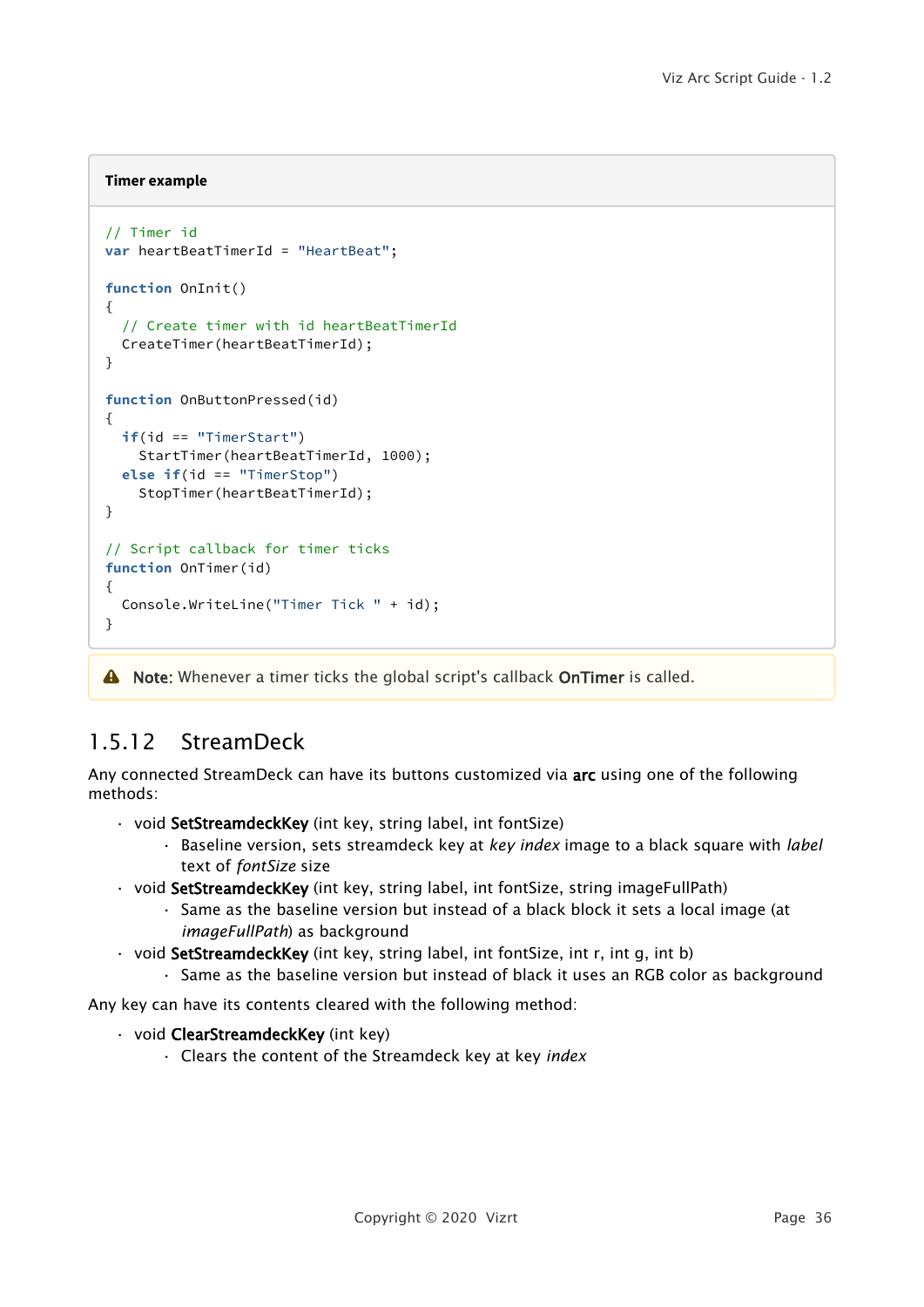**Timer example**

```
// Timer id
var heartBeatTimerId = "HeartBeat";

function OnInit()
{
  // Create timer with id heartBeatTimerId
  CreateTimer(heartBeatTimerId);
}

function OnButtonPressed(id)
{
  if(id == "TimerStart")
    StartTimer(heartBeatTimerId, 1000);
  else if(id == "TimerStop")
    StopTimer(heartBeatTimerId);
}

// Script callback for timer ticks
function OnTimer(id)
{
  Console.WriteLine("Timer Tick " + id);
}
```

> **Note:** Whenever a timer ticks the global script's callback **OnTimer** is called.

### 1.5.12 StreamDeck

Any connected StreamDeck can have its buttons customized via **arc** using one of the following methods:

- void **SetStreamdeckKey** (int key, string label, int fontSize)
  - Baseline version, sets streamdeck key at *key index* image to a black square with *label* text of *fontSize* size
- void **SetStreamdeckKey** (int key, string label, int fontSize, string imageFullPath)
  - Same as the baseline version but instead of a black block it sets a local image (at *imageFullPath*) as background
- void **SetStreamdeckKey** (int key, string label, int fontSize, int r, int g, int b)
  - Same as the baseline version but instead of black it uses an RGB color as background

Any key can have its contents cleared with the following method:

- void **ClearStreamdeckKey** (int key)
  - Clears the content of the Streamdeck key at key *index*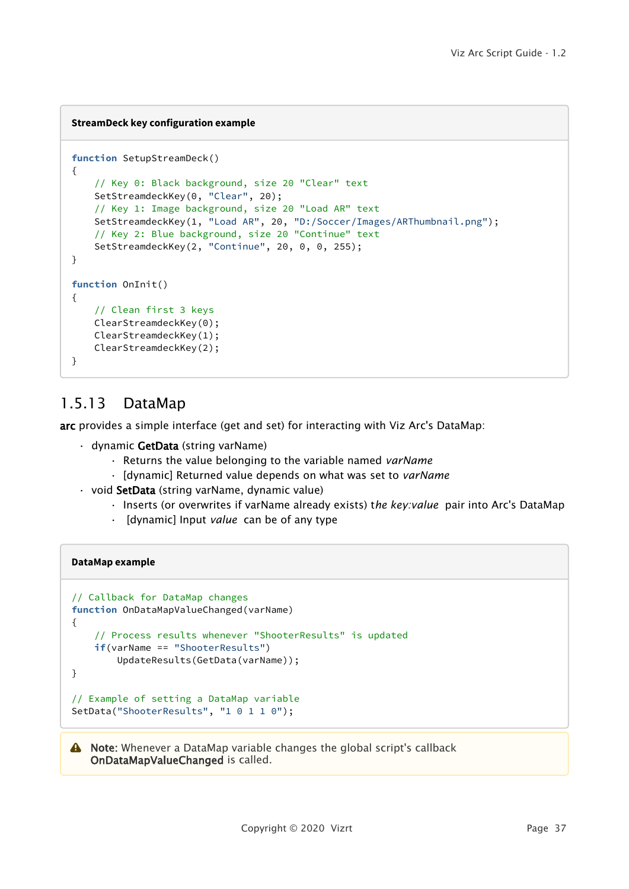**StreamDeck key configuration example**

```
function SetupStreamDeck()
{
    // Key 0: Black background, size 20 "Clear" text
    SetStreamdeckKey(0, "Clear", 20);
    // Key 1: Image background, size 20 "Load AR" text
    SetStreamdeckKey(1, "Load AR", 20, "D:/Soccer/Images/ARThumbnail.png");
    // Key 2: Blue background, size 20 "Continue" text
    SetStreamdeckKey(2, "Continue", 20, 0, 0, 255);
}

function OnInit()
{
    // Clean first 3 keys
    ClearStreamdeckKey(0);
    ClearStreamdeckKey(1);
    ClearStreamdeckKey(2);
}
```

### 1.5.13 DataMap

**arc** provides a simple interface (get and set) for interacting with Viz Arc's DataMap:

- dynamic **GetData** (string varName)
    - Returns the value belonging to the variable named *varName*
    - [dynamic] Returned value depends on what was set to *varName*
- void **SetData** (string varName, dynamic value)
    - Inserts (or overwrites if varName already exists) t*he key:value* pair into Arc's DataMap
    - [dynamic] Input *value* can be of any type

**DataMap example**

```
// Callback for DataMap changes
function OnDataMapValueChanged(varName)
{
    // Process results whenever "ShooterResults" is updated
    if(varName == "ShooterResults")
        UpdateResults(GetData(varName));
}

// Example of setting a DataMap variable
SetData("ShooterResults", "1 0 1 1 0");
```

**Note:** Whenever a DataMap variable changes the global script's callback **OnDataMapValueChanged** is called.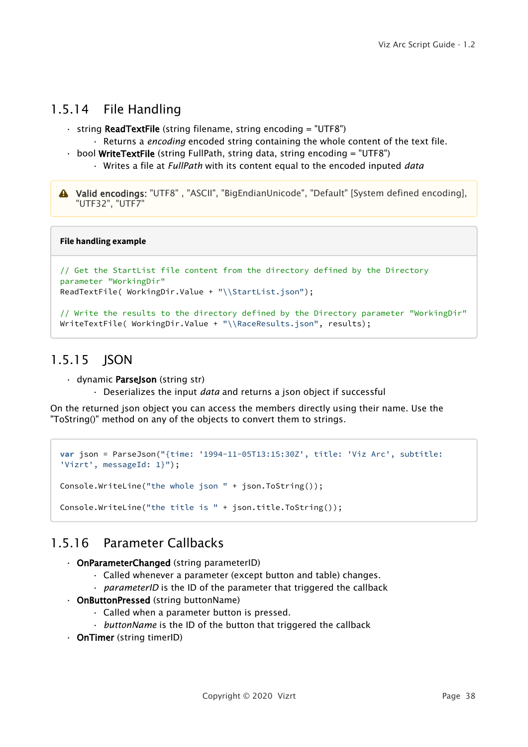### 1.5.14 File Handling

- string **ReadTextFile** (string filename, string encoding = "UTF8")
  - Returns a *encoding* encoded string containing the whole content of the text file.
- bool **WriteTextFile** (string FullPath, string data, string encoding = "UTF8")
  - Writes a file at *FullPath* with its content equal to the encoded inputed *data*

> **Valid encodings:** "UTF8" , "ASCII", "BigEndianUnicode", "Default" [System defined encoding], "UTF32", "UTF7"

**File handling example**

```
// Get the StartList file content from the directory defined by the Directory
parameter "WorkingDir"
ReadTextFile( WorkingDir.Value + "\\StartList.json");

// Write the results to the directory defined by the Directory parameter "WorkingDir"
WriteTextFile( WorkingDir.Value + "\\RaceResults.json", results);
```

### 1.5.15 JSON

- dynamic **ParseJson** (string str)
  - Deserializes the input *data* and returns a json object if successful

On the returned json object you can access the members directly using their name. Use the "ToString()" method on any of the objects to convert them to strings.

```
var json = ParseJson("{time: '1994-11-05T13:15:30Z', title: 'Viz Arc', subtitle:
'Vizrt', messageId: 1}");

Console.WriteLine("the whole json " + json.ToString());

Console.WriteLine("the title is " + json.title.ToString());
```

### 1.5.16 Parameter Callbacks

- **OnParameterChanged** (string parameterID)
  - Called whenever a parameter (except button and table) changes.
  - *parameterID* is the ID of the parameter that triggered the callback
- **OnButtonPressed** (string buttonName)
  - Called when a parameter button is pressed.
  - *buttonName* is the ID of the button that triggered the callback
- **OnTimer** (string timerID)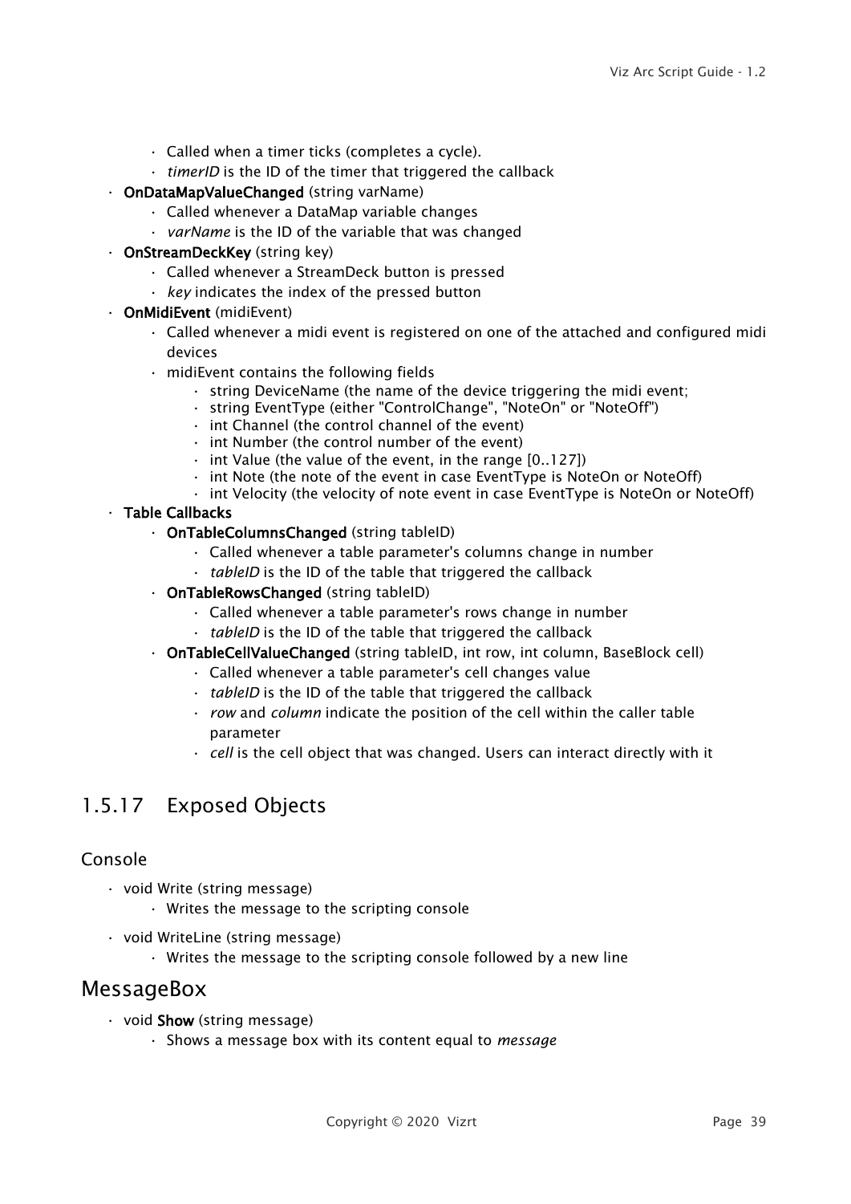- Called when a timer ticks (completes a cycle).
    - *timerID* is the ID of the timer that triggered the callback
- **OnDataMapValueChanged** (string varName)
    - Called whenever a DataMap variable changes
    - *varName* is the ID of the variable that was changed
- **OnStreamDeckKey** (string key)
    - Called whenever a StreamDeck button is pressed
    - *key* indicates the index of the pressed button
- **OnMidiEvent** (midiEvent)
    - Called whenever a midi event is registered on one of the attached and configured midi devices
    - midiEvent contains the following fields
        - string DeviceName (the name of the device triggering the midi event;
        - string EventType (either "ControlChange", "NoteOn" or "NoteOff")
        - int Channel (the control channel of the event)
        - int Number (the control number of the event)
        - int Value (the value of the event, in the range [0..127])
        - int Note (the note of the event in case EventType is NoteOn or NoteOff)
        - int Velocity (the velocity of note event in case EventType is NoteOn or NoteOff)
- **Table Callbacks**
    - **OnTableColumnsChanged** (string tableID)
        - Called whenever a table parameter's columns change in number
        - *tableID* is the ID of the table that triggered the callback
    - **OnTableRowsChanged** (string tableID)
        - Called whenever a table parameter's rows change in number
        - *tableID* is the ID of the table that triggered the callback
    - **OnTableCellValueChanged** (string tableID, int row, int column, BaseBlock cell)
        - Called whenever a table parameter's cell changes value
        - *tableID* is the ID of the table that triggered the callback
        - *row* and *column* indicate the position of the cell within the caller table parameter
        - *cell* is the cell object that was changed. Users can interact directly with it

## 1.5.17 Exposed Objects

### Console

- void Write (string message)
    - Writes the message to the scripting console
- void WriteLine (string message)
    - Writes the message to the scripting console followed by a new line

## MessageBox

- void **Show** (string message)
    - Shows a message box with its content equal to *message*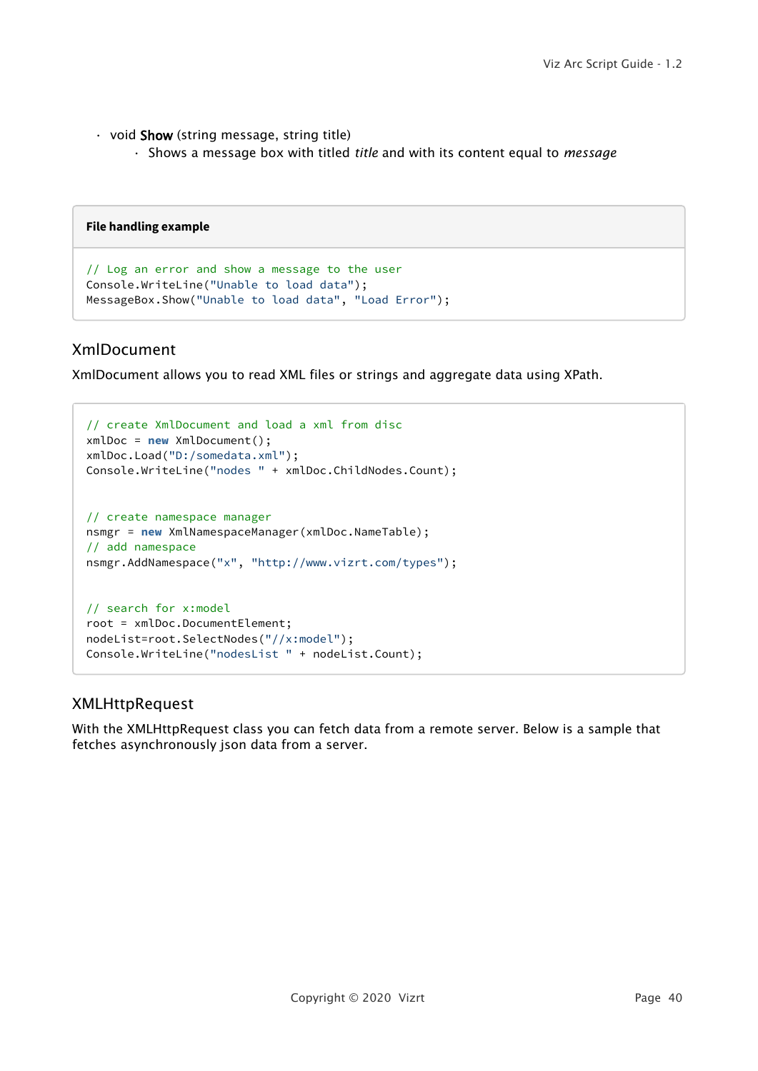- void **Show** (string message, string title)
  - Shows a message box with titled *title* and with its content equal to *message*

**File handling example**

```
// Log an error and show a message to the user
Console.WriteLine("Unable to load data");
MessageBox.Show("Unable to load data", "Load Error");
```

## XmlDocument

XmlDocument allows you to read XML files or strings and aggregate data using XPath.

```
// create XmlDocument and load a xml from disc
xmlDoc = new XmlDocument();
xmlDoc.Load("D:/somedata.xml");
Console.WriteLine("nodes " + xmlDoc.ChildNodes.Count);


// create namespace manager
nsmgr = new XmlNamespaceManager(xmlDoc.NameTable);
// add namespace
nsmgr.AddNamespace("x", "http://www.vizrt.com/types");


// search for x:model
root = xmlDoc.DocumentElement;
nodeList=root.SelectNodes("//x:model");
Console.WriteLine("nodesList " + nodeList.Count);
```

## XMLHttpRequest

With the XMLHttpRequest class you can fetch data from a remote server. Below is a sample that fetches asynchronously json data from a server.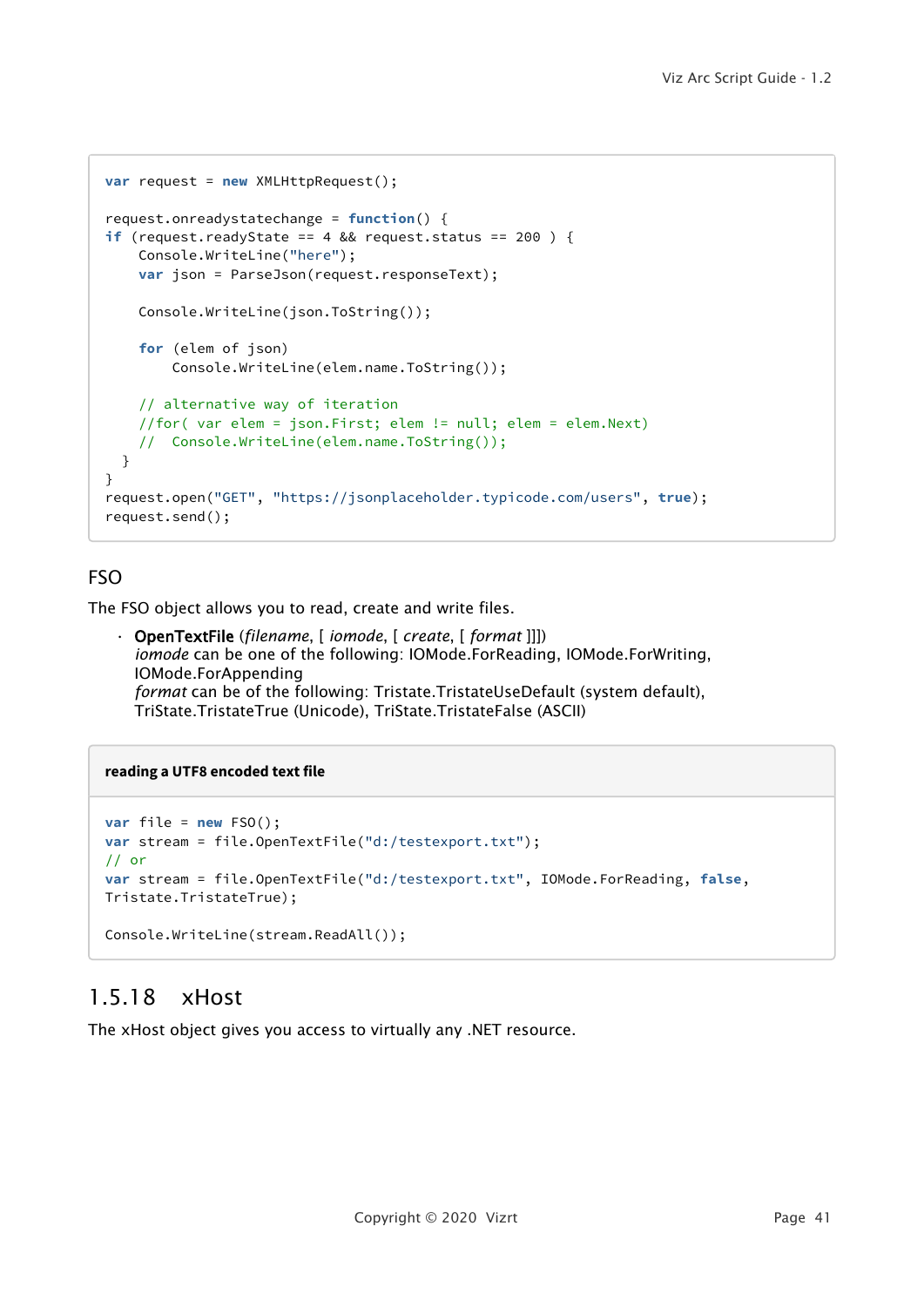```
var request = new XMLHttpRequest();

request.onreadystatechange = function() {
if (request.readyState == 4 && request.status == 200 ) {
    Console.WriteLine("here");
    var json = ParseJson(request.responseText);

    Console.WriteLine(json.ToString());

    for (elem of json)
        Console.WriteLine(elem.name.ToString());

    // alternative way of iteration
    //for( var elem = json.First; elem != null; elem = elem.Next)
    //  Console.WriteLine(elem.name.ToString());
  }
}
request.open("GET", "https://jsonplaceholder.typicode.com/users", true);
request.send();
```

## FSO

The FSO object allows you to read, create and write files.

- **OpenTextFile** (*filename*, [ *iomode*, [ *create*, [ *format* ]]])
  *iomode* can be one of the following: IOMode.ForReading, IOMode.ForWriting, IOMode.ForAppending
  *format* can be of the following: Tristate.TristateUseDefault (system default), TriState.TristateTrue (Unicode), TriState.TristateFalse (ASCII)

**reading a UTF8 encoded text file**

```
var file = new FSO();
var stream = file.OpenTextFile("d:/testexport.txt");
// or
var stream = file.OpenTextFile("d:/testexport.txt", IOMode.ForReading, false,
Tristate.TristateTrue);

Console.WriteLine(stream.ReadAll());
```

## 1.5.18 xHost

The xHost object gives you access to virtually any .NET resource.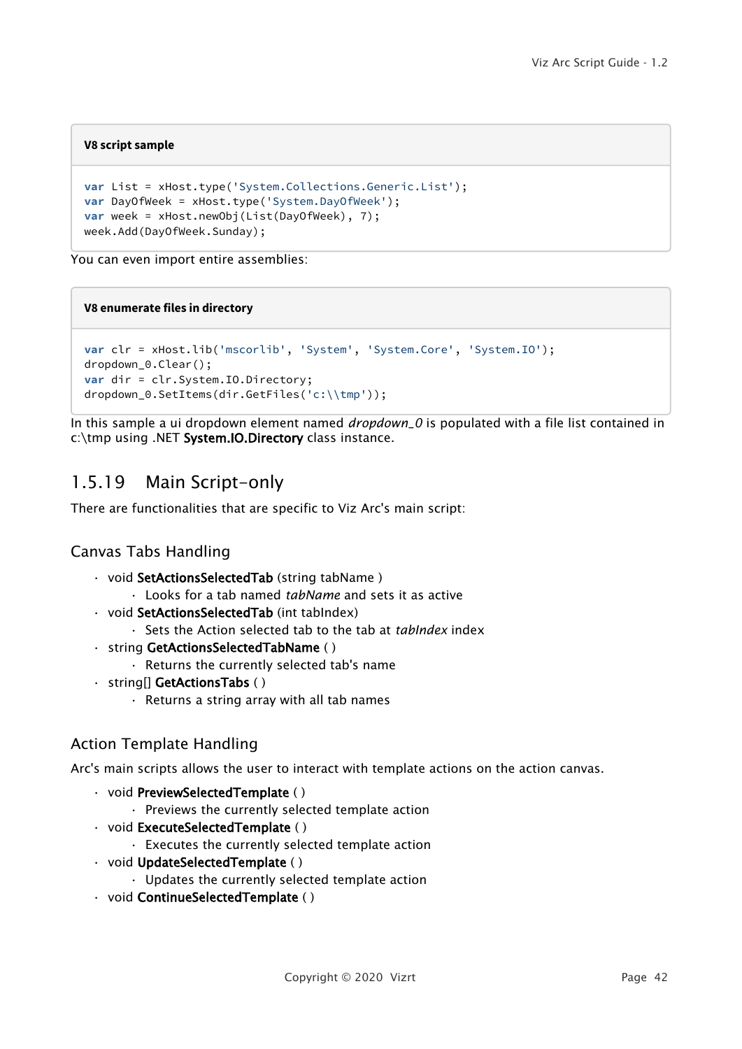**V8 script sample**

```
var List = xHost.type('System.Collections.Generic.List');
var DayOfWeek = xHost.type('System.DayOfWeek');
var week = xHost.newObj(List(DayOfWeek), 7);
week.Add(DayOfWeek.Sunday);
```

You can even import entire assemblies:

**V8 enumerate files in directory**

```
var clr = xHost.lib('mscorlib', 'System', 'System.Core', 'System.IO');
dropdown_0.Clear();
var dir = clr.System.IO.Directory;
dropdown_0.SetItems(dir.GetFiles('c:\\tmp'));
```

In this sample a ui dropdown element named *dropdown_0* is populated with a file list contained in c:\tmp using .NET **System.IO.Directory** class instance.

## 1.5.19 Main Script-only

There are functionalities that are specific to Viz Arc's main script:

### Canvas Tabs Handling

- void **SetActionsSelectedTab** (string tabName )
  - Looks for a tab named *tabName* and sets it as active
- void **SetActionsSelectedTab** (int tabIndex)
  - Sets the Action selected tab to the tab at *tabIndex* index
- string **GetActionsSelectedTabName** ( )
  - Returns the currently selected tab's name
- string[] **GetActionsTabs** ( )
  - Returns a string array with all tab names

### Action Template Handling

Arc's main scripts allows the user to interact with template actions on the action canvas.

- void **PreviewSelectedTemplate** ( )
  - Previews the currently selected template action
- void **ExecuteSelectedTemplate** ( )
  - Executes the currently selected template action
- void **UpdateSelectedTemplate** ( )
  - Updates the currently selected template action
- void **ContinueSelectedTemplate** ( )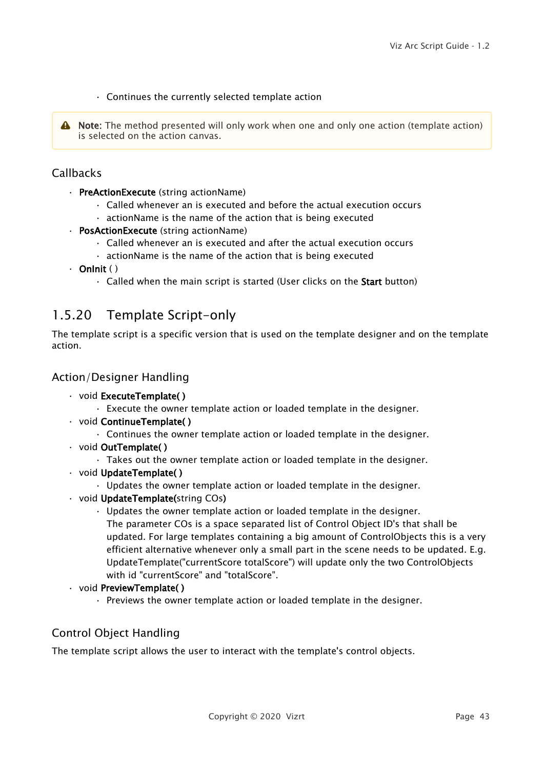- Continues the currently selected template action

> ⚠ **Note:** The method presented will only work when one and only one action (template action) is selected on the action canvas.

### Callbacks

- **PreActionExecute** (string actionName)
  - Called whenever an is executed and before the actual execution occurs
  - actionName is the name of the action that is being executed
- **PosActionExecute** (string actionName)
  - Called whenever an is executed and after the actual execution occurs
  - actionName is the name of the action that is being executed
- **OnInit** ( )
  - Called when the main script is started (User clicks on the **Start** button)

## 1.5.20 Template Script-only

The template script is a specific version that is used on the template designer and on the template action.

### Action/Designer Handling

- void **ExecuteTemplate( )**
  - Execute the owner template action or loaded template in the designer.
- void **ContinueTemplate( )**
  - Continues the owner template action or loaded template in the designer.
- void **OutTemplate( )**
  - Takes out the owner template action or loaded template in the designer.
- void **UpdateTemplate( )**
  - Updates the owner template action or loaded template in the designer.
- void **UpdateTemplate(**string COs**)**
  - Updates the owner template action or loaded template in the designer. The parameter COs is a space separated list of Control Object ID's that shall be updated. For large templates containing a big amount of ControlObjects this is a very efficient alternative whenever only a small part in the scene needs to be updated. E.g. UpdateTemplate("currentScore totalScore") will update only the two ControlObjects with id "currentScore" and "totalScore".
- void **PreviewTemplate( )**
  - Previews the owner template action or loaded template in the designer.

### Control Object Handling

The template script allows the user to interact with the template's control objects.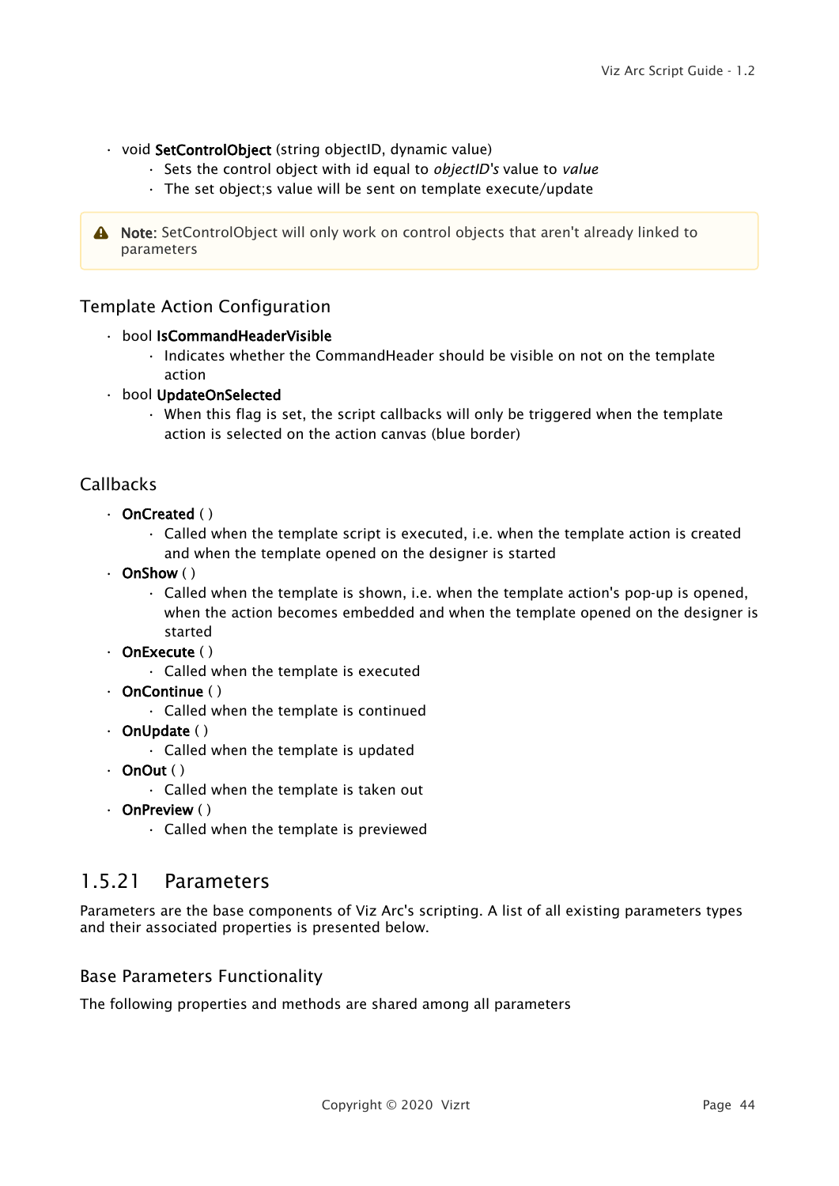- void **SetControlObject** (string objectID, dynamic value)
  - Sets the control object with id equal to *objectID's* value to *value*
  - The set object;s value will be sent on template execute/update

> **Note:** SetControlObject will only work on control objects that aren't already linked to parameters

### Template Action Configuration

- bool **IsCommandHeaderVisible**
  - Indicates whether the CommandHeader should be visible on not on the template action
- bool **UpdateOnSelected**
  - When this flag is set, the script callbacks will only be triggered when the template action is selected on the action canvas (blue border)

### Callbacks

- **OnCreated** ( )
  - Called when the template script is executed, i.e. when the template action is created and when the template opened on the designer is started
- **OnShow** ( )
  - Called when the template is shown, i.e. when the template action's pop-up is opened, when the action becomes embedded and when the template opened on the designer is started
- **OnExecute** ( )
  - Called when the template is executed
- **OnContinue** ( )
  - Called when the template is continued
- **OnUpdate** ( )
  - Called when the template is updated
- **OnOut** ( )
  - Called when the template is taken out
- **OnPreview** ( )
  - Called when the template is previewed

## 1.5.21 Parameters

Parameters are the base components of Viz Arc's scripting. A list of all existing parameters types and their associated properties is presented below.

### Base Parameters Functionality

The following properties and methods are shared among all parameters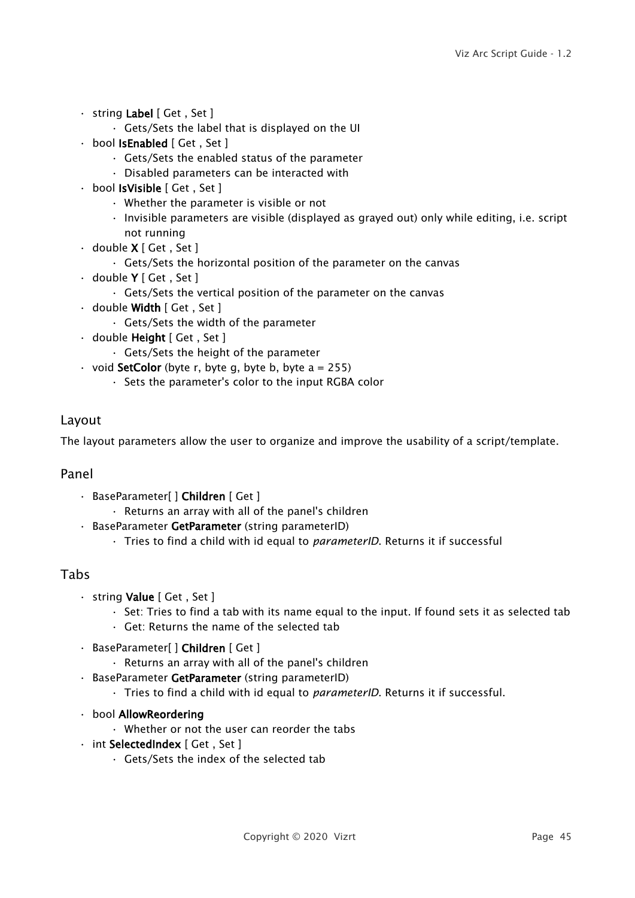- string **Label** [ Get , Set ]
  - Gets/Sets the label that is displayed on the UI
- bool **IsEnabled** [ Get , Set ]
  - Gets/Sets the enabled status of the parameter
  - Disabled parameters can be interacted with
- bool **IsVisible** [ Get , Set ]
  - Whether the parameter is visible or not
  - Invisible parameters are visible (displayed as grayed out) only while editing, i.e. script not running
- double **X** [ Get , Set ]
  - Gets/Sets the horizontal position of the parameter on the canvas
- double **Y** [ Get , Set ]
  - Gets/Sets the vertical position of the parameter on the canvas
- double **Width** [ Get , Set ]
  - Gets/Sets the width of the parameter
- double **Height** [ Get , Set ]
  - Gets/Sets the height of the parameter
- void **SetColor** (byte r, byte g, byte b, byte a = 255)
  - Sets the parameter's color to the input RGBA color

## Layout

The layout parameters allow the user to organize and improve the usability of a script/template.

### Panel

- BaseParameter[ ] **Children** [ Get ]
  - Returns an array with all of the panel's children
- BaseParameter **GetParameter** (string parameterID)
  - Tries to find a child with id equal to *parameterID*. Returns it if successful

### Tabs

- string **Value** [ Get , Set ]
  - Set: Tries to find a tab with its name equal to the input. If found sets it as selected tab
  - Get: Returns the name of the selected tab
- BaseParameter[ ] **Children** [ Get ]
  - Returns an array with all of the panel's children
- BaseParameter **GetParameter** (string parameterID)
  - Tries to find a child with id equal to *parameterID*. Returns it if successful.
- bool **AllowReordering**
  - Whether or not the user can reorder the tabs
- int **SelectedIndex** [ Get , Set ]
  - Gets/Sets the index of the selected tab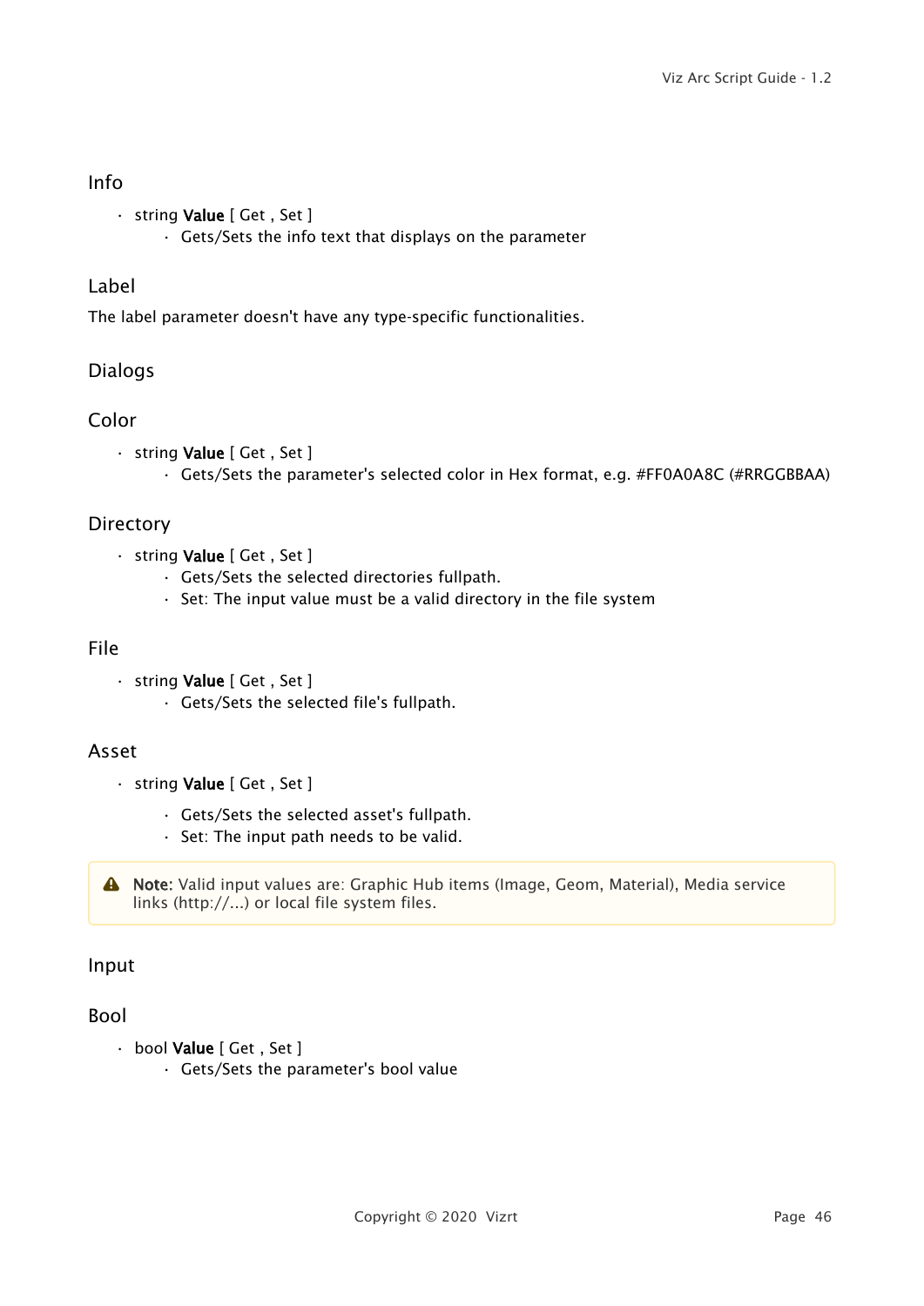### Info

- string **Value** [ Get , Set ]
    - Gets/Sets the info text that displays on the parameter

### Label

The label parameter doesn't have any type-specific functionalities.

## Dialogs

### Color

- string **Value** [ Get , Set ]
    - Gets/Sets the parameter's selected color in Hex format, e.g. #FF0A0A8C (#RRGGBBAA)

### Directory

- string **Value** [ Get , Set ]
    - Gets/Sets the selected directories fullpath.
    - Set: The input value must be a valid directory in the file system

### File

- string **Value** [ Get , Set ]
    - Gets/Sets the selected file's fullpath.

### Asset

- string **Value** [ Get , Set ]
    - Gets/Sets the selected asset's fullpath.
    - Set: The input path needs to be valid.

> **Note:** Valid input values are: Graphic Hub items (Image, Geom, Material), Media service links (http://...) or local file system files.

## Input

### Bool

- bool **Value** [ Get , Set ]
    - Gets/Sets the parameter's bool value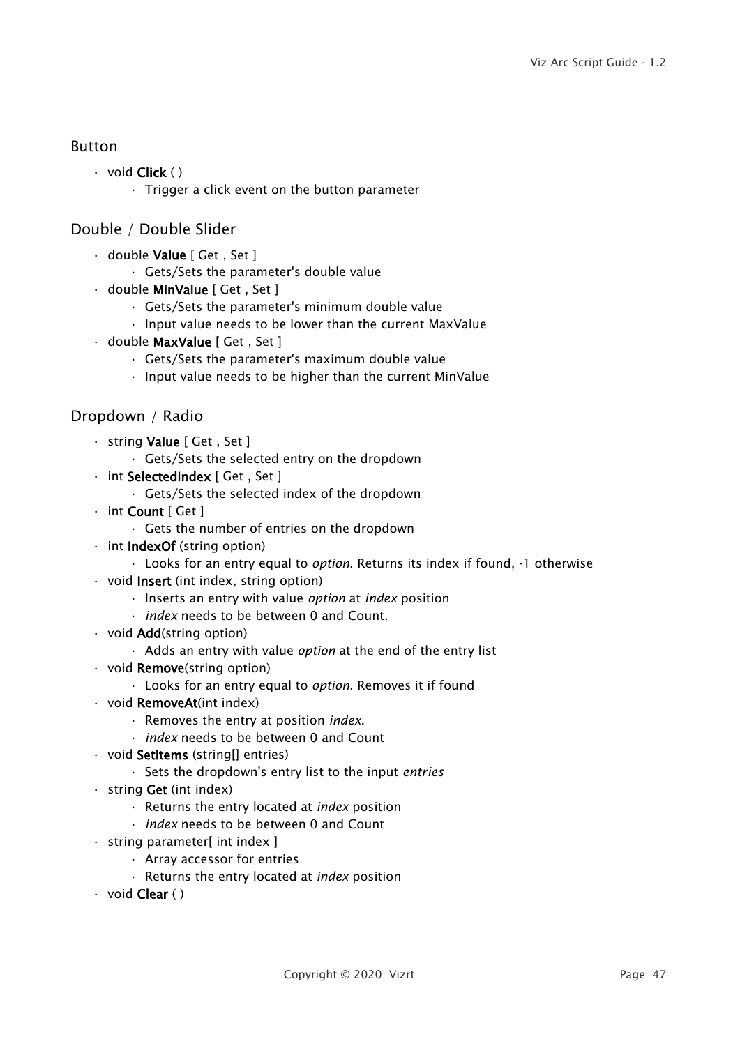### Button

- void **Click** ( )
  - Trigger a click event on the button parameter

### Double / Double Slider

- double **Value** [ Get , Set ]
  - Gets/Sets the parameter's double value
- double **MinValue** [ Get , Set ]
  - Gets/Sets the parameter's minimum double value
  - Input value needs to be lower than the current MaxValue
- double **MaxValue** [ Get , Set ]
  - Gets/Sets the parameter's maximum double value
  - Input value needs to be higher than the current MinValue

### Dropdown / Radio

- string **Value** [ Get , Set ]
  - Gets/Sets the selected entry on the dropdown
- int **SelectedIndex** [ Get , Set ]
  - Gets/Sets the selected index of the dropdown
- int **Count** [ Get ]
  - Gets the number of entries on the dropdown
- int **IndexOf** (string option)
  - Looks for an entry equal to *option*. Returns its index if found, -1 otherwise
- void **Insert** (int index, string option)
  - Inserts an entry with value *option* at *index* position
  - *index* needs to be between 0 and Count.
- void **Add**(string option)
  - Adds an entry with value *option* at the end of the entry list
- void **Remove**(string option)
  - Looks for an entry equal to *option*. Removes it if found
- void **RemoveAt**(int index)
  - Removes the entry at position *index*.
  - *index* needs to be between 0 and Count
- void **SetItems** (string[] entries)
  - Sets the dropdown's entry list to the input *entries*
- string **Get** (int index)
  - Returns the entry located at *index* position
  - *index* needs to be between 0 and Count
- string parameter[ int index ]
  - Array accessor for entries
  - Returns the entry located at *index* position
- void **Clear** ( )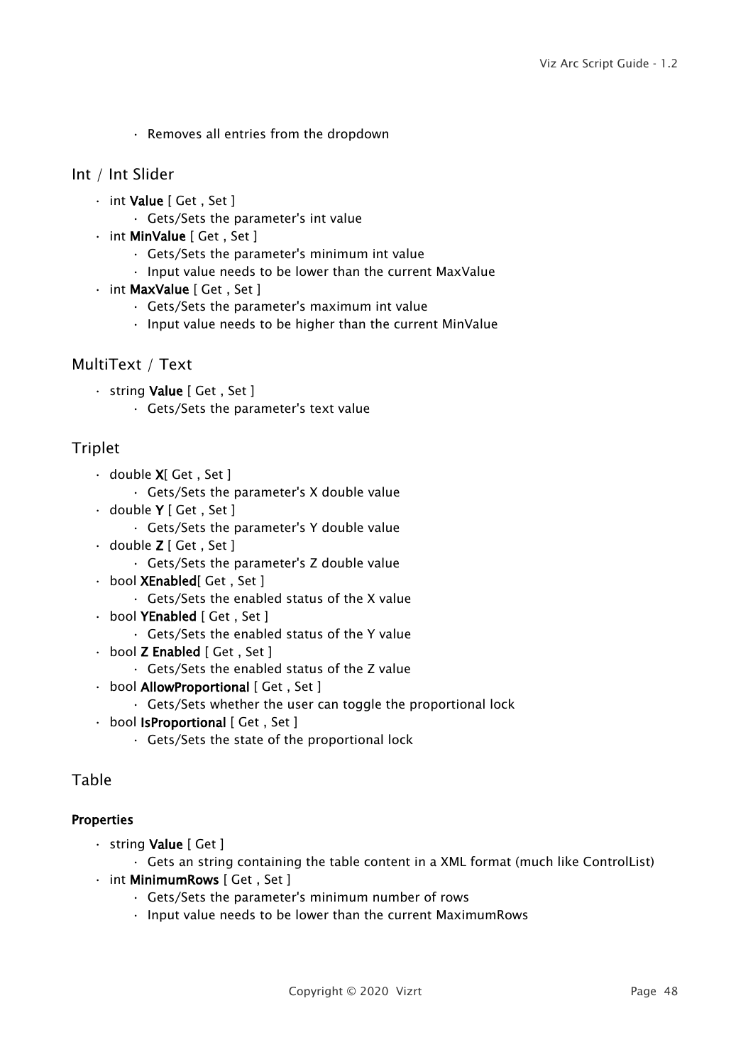- Removes all entries from the dropdown

## Int / Int Slider

- int **Value** [ Get , Set ]
  - Gets/Sets the parameter's int value
- int **MinValue** [ Get , Set ]
  - Gets/Sets the parameter's minimum int value
  - Input value needs to be lower than the current MaxValue
- int **MaxValue** [ Get , Set ]
  - Gets/Sets the parameter's maximum int value
  - Input value needs to be higher than the current MinValue

## MultiText / Text

- string **Value** [ Get , Set ]
  - Gets/Sets the parameter's text value

## Triplet

- double **X**[ Get , Set ]
  - Gets/Sets the parameter's X double value
- double **Y** [ Get , Set ]
  - Gets/Sets the parameter's Y double value
- double **Z** [ Get , Set ]
  - Gets/Sets the parameter's Z double value
- bool **XEnabled**[ Get , Set ]
  - Gets/Sets the enabled status of the X value
- bool **YEnabled** [ Get , Set ]
  - Gets/Sets the enabled status of the Y value
- bool **Z Enabled** [ Get , Set ]
  - Gets/Sets the enabled status of the Z value
- bool **AllowProportional** [ Get , Set ]
  - Gets/Sets whether the user can toggle the proportional lock
- bool **IsProportional** [ Get , Set ]
  - Gets/Sets the state of the proportional lock

## Table

#### Properties

- string **Value** [ Get ]
  - Gets an string containing the table content in a XML format (much like ControlList)
- int **MinimumRows** [ Get , Set ]
  - Gets/Sets the parameter's minimum number of rows
  - Input value needs to be lower than the current MaximumRows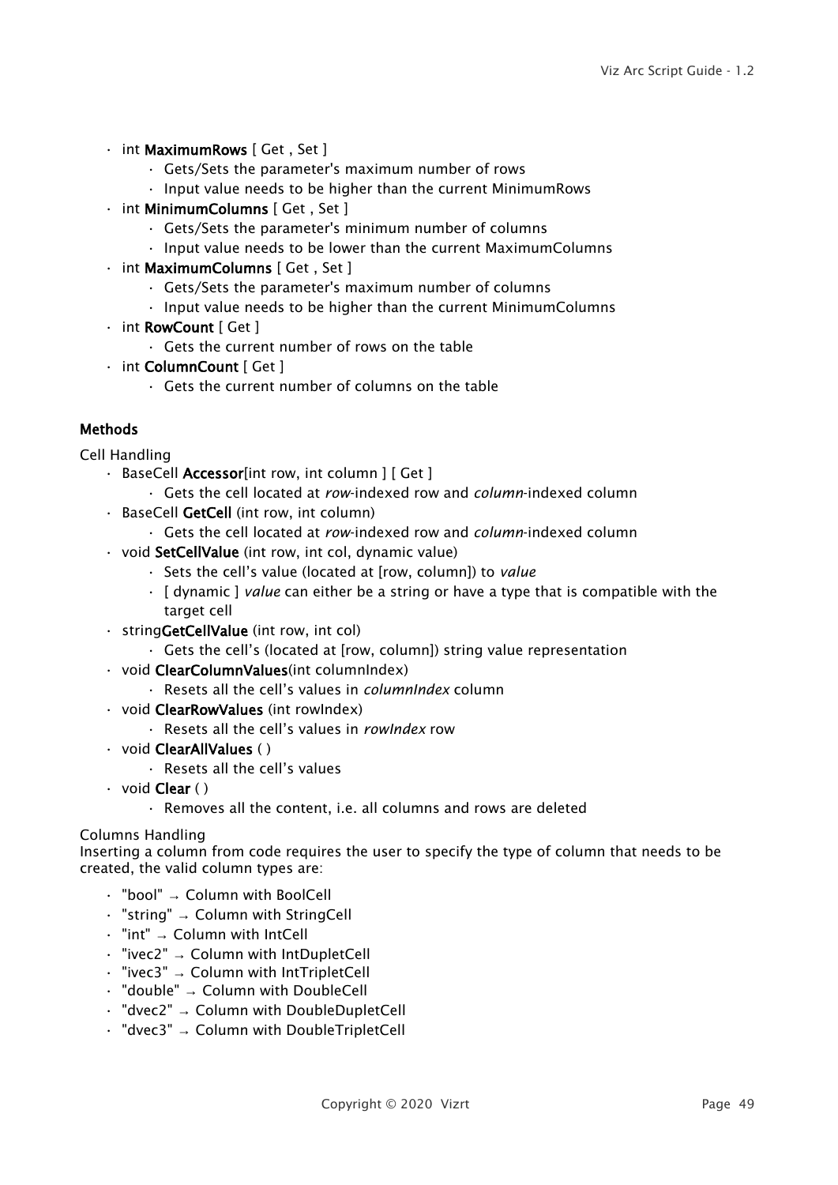- int **MaximumRows** [ Get , Set ]
    - Gets/Sets the parameter's maximum number of rows
    - Input value needs to be higher than the current MinimumRows
- int **MinimumColumns** [ Get , Set ]
    - Gets/Sets the parameter's minimum number of columns
    - Input value needs to be lower than the current MaximumColumns
- int **MaximumColumns** [ Get , Set ]
    - Gets/Sets the parameter's maximum number of columns
    - Input value needs to be higher than the current MinimumColumns
- int **RowCount** [ Get ]
    - Gets the current number of rows on the table
- int **ColumnCount** [ Get ]
    - Gets the current number of columns on the table

**Methods**

Cell Handling

- BaseCell **Accessor**[int row, int column ] [ Get ]
    - Gets the cell located at *row*-indexed row and *column*-indexed column
- BaseCell **GetCell** (int row, int column)
    - Gets the cell located at *row*-indexed row and *column*-indexed column
- void **SetCellValue** (int row, int col, dynamic value)
    - Sets the cell's value (located at [row, column]) to *value*
    - [ dynamic ] *value* can either be a string or have a type that is compatible with the target cell
- string**GetCellValue** (int row, int col)
    - Gets the cell's (located at [row, column]) string value representation
- void **ClearColumnValues**(int columnIndex)
    - Resets all the cell's values in *columnIndex* column
- void **ClearRowValues** (int rowIndex)
    - Resets all the cell's values in *rowIndex* row
- void **ClearAllValues** ( )
    - Resets all the cell's values
- void **Clear** ( )
    - Removes all the content, i.e. all columns and rows are deleted

Columns Handling
Inserting a column from code requires the user to specify the type of column that needs to be created, the valid column types are:

- "bool" → Column with BoolCell
- "string" → Column with StringCell
- "int" → Column with IntCell
- "ivec2" → Column with IntDupletCell
- "ivec3" → Column with IntTripletCell
- "double" → Column with DoubleCell
- "dvec2" → Column with DoubleDupletCell
- "dvec3" → Column with DoubleTripletCell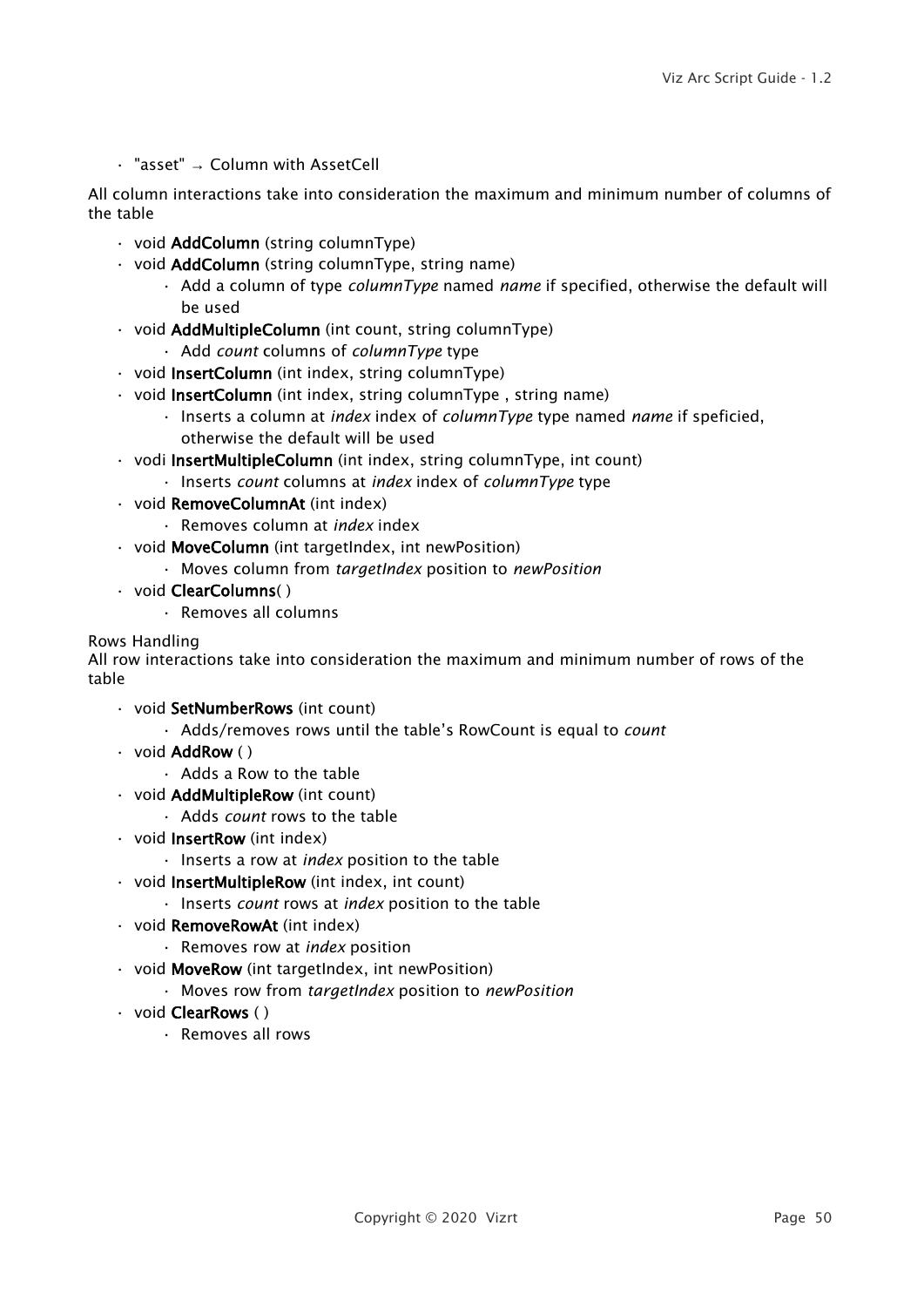- "asset" → Column with AssetCell

All column interactions take into consideration the maximum and minimum number of columns of the table

- void **AddColumn** (string columnType)
- void **AddColumn** (string columnType, string name)
  - Add a column of type *columnType* named *name* if specified, otherwise the default will be used
- void **AddMultipleColumn** (int count, string columnType)
  - Add *count* columns of *columnType* type
- void **InsertColumn** (int index, string columnType)
- void **InsertColumn** (int index, string columnType , string name)
  - Inserts a column at *index* index of *columnType* type named *name* if speficied, otherwise the default will be used
- vodi **InsertMultipleColumn** (int index, string columnType, int count)
  - Inserts *count* columns at *index* index of *columnType* type
- void **RemoveColumnAt** (int index)
  - Removes column at *index* index
- void **MoveColumn** (int targetIndex, int newPosition)
  - Moves column from *targetIndex* position to *newPosition*
- void **ClearColumns**( )
  - Removes all columns

Rows Handling
All row interactions take into consideration the maximum and minimum number of rows of the table

- void **SetNumberRows** (int count)
  - Adds/removes rows until the table's RowCount is equal to *count*
- void **AddRow** ( )
  - Adds a Row to the table
- void **AddMultipleRow** (int count)
  - Adds *count* rows to the table
- void **InsertRow** (int index)
  - Inserts a row at *index* position to the table
- void **InsertMultipleRow** (int index, int count)
  - Inserts *count* rows at *index* position to the table
- void **RemoveRowAt** (int index)
  - Removes row at *index* position
- void **MoveRow** (int targetIndex, int newPosition)
  - Moves row from *targetIndex* position to *newPosition*
- void **ClearRows** ( )
  - Removes all rows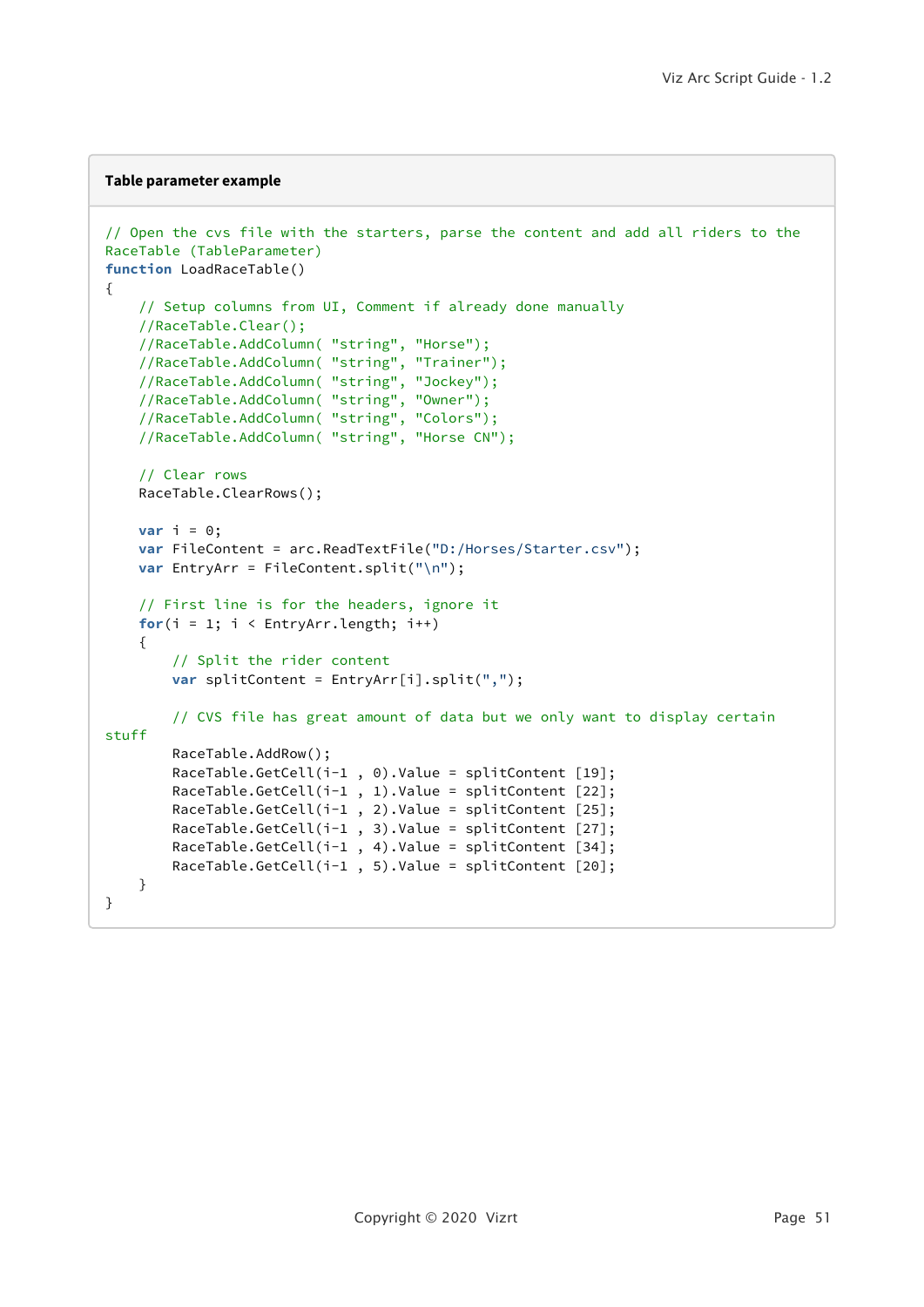**Table parameter example**

```
// Open the cvs file with the starters, parse the content and add all riders to the
RaceTable (TableParameter)
function LoadRaceTable()
{
    // Setup columns from UI, Comment if already done manually
    //RaceTable.Clear();
    //RaceTable.AddColumn( "string", "Horse");
    //RaceTable.AddColumn( "string", "Trainer");
    //RaceTable.AddColumn( "string", "Jockey");
    //RaceTable.AddColumn( "string", "Owner");
    //RaceTable.AddColumn( "string", "Colors");
    //RaceTable.AddColumn( "string", "Horse CN");

    // Clear rows
    RaceTable.ClearRows();

    var i = 0;
    var FileContent = arc.ReadTextFile("D:/Horses/Starter.csv");
    var EntryArr = FileContent.split("\n");

    // First line is for the headers, ignore it
    for(i = 1; i < EntryArr.length; i++)
    {
        // Split the rider content
        var splitContent = EntryArr[i].split(",");

        // CVS file has great amount of data but we only want to display certain
stuff
        RaceTable.AddRow();
        RaceTable.GetCell(i-1 , 0).Value = splitContent [19];
        RaceTable.GetCell(i-1 , 1).Value = splitContent [22];
        RaceTable.GetCell(i-1 , 2).Value = splitContent [25];
        RaceTable.GetCell(i-1 , 3).Value = splitContent [27];
        RaceTable.GetCell(i-1 , 4).Value = splitContent [34];
        RaceTable.GetCell(i-1 , 5).Value = splitContent [20];
    }
}
```